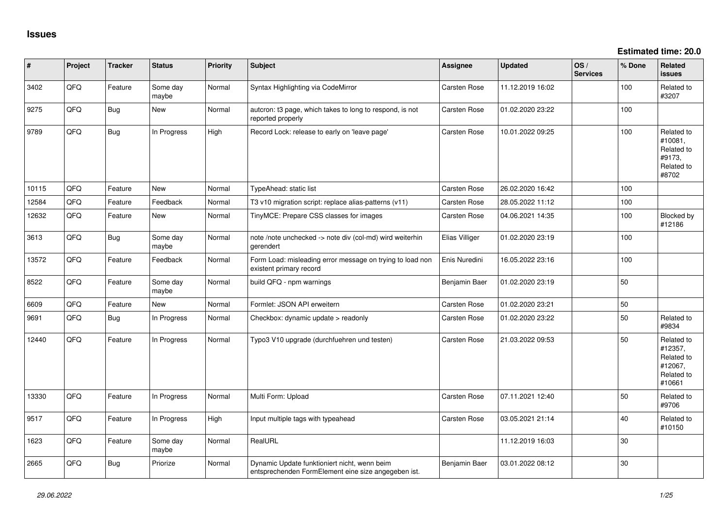# Issues

**Estimated time: 20.0**

| # | Project | Tracker | Status | Priority | Subject | Assignee | Updated | OS / Services | % Done | Related issues |
|---|---|---|---|---|---|---|---|---|---|---|
| 3402 | QFQ | Feature | Some day maybe | Normal | Syntax Highlighting via CodeMirror | Carsten Rose | 11.12.2019 16:02 | | 100 | Related to #3207 |
| 9275 | QFQ | Bug | New | Normal | autcron: t3 page, which takes to long to respond, is not reported properly | Carsten Rose | 01.02.2020 23:22 | | 100 | |
| 9789 | QFQ | Bug | In Progress | High | Record Lock: release to early on 'leave page' | Carsten Rose | 10.01.2022 09:25 | | 100 | Related to #10081, Related to #9173, Related to #8702 |
| 10115 | QFQ | Feature | New | Normal | TypeAhead: static list | Carsten Rose | 26.02.2020 16:42 | | 100 | |
| 12584 | QFQ | Feature | Feedback | Normal | T3 v10 migration script: replace alias-patterns (v11) | Carsten Rose | 28.05.2022 11:12 | | 100 | |
| 12632 | QFQ | Feature | New | Normal | TinyMCE: Prepare CSS classes for images | Carsten Rose | 04.06.2021 14:35 | | 100 | Blocked by #12186 |
| 3613 | QFQ | Bug | Some day maybe | Normal | note /note unchecked -> note div (col-md) wird weiterhin gerendert | Elias Villiger | 01.02.2020 23:19 | | 100 | |
| 13572 | QFQ | Feature | Feedback | Normal | Form Load: misleading error message on trying to load non existent primary record | Enis Nuredini | 16.05.2022 23:16 | | 100 | |
| 8522 | QFQ | Feature | Some day maybe | Normal | build QFQ - npm warnings | Benjamin Baer | 01.02.2020 23:19 | | 50 | |
| 6609 | QFQ | Feature | New | Normal | Formlet: JSON API erweitern | Carsten Rose | 01.02.2020 23:21 | | 50 | |
| 9691 | QFQ | Bug | In Progress | Normal | Checkbox: dynamic update > readonly | Carsten Rose | 01.02.2020 23:22 | | 50 | Related to #9834 |
| 12440 | QFQ | Feature | In Progress | Normal | Typo3 V10 upgrade (durchfuehren und testen) | Carsten Rose | 21.03.2022 09:53 | | 50 | Related to #12357, Related to #12067, Related to #10661 |
| 13330 | QFQ | Feature | In Progress | Normal | Multi Form: Upload | Carsten Rose | 07.11.2021 12:40 | | 50 | Related to #9706 |
| 9517 | QFQ | Feature | In Progress | High | Input multiple tags with typeahead | Carsten Rose | 03.05.2021 21:14 | | 40 | Related to #10150 |
| 1623 | QFQ | Feature | Some day maybe | Normal | RealURL | | 11.12.2019 16:03 | | 30 | |
| 2665 | QFQ | Bug | Priorize | Normal | Dynamic Update funktioniert nicht, wenn beim entsprechenden FormElement eine size angegeben ist. | Benjamin Baer | 03.01.2022 08:12 | | 30 | |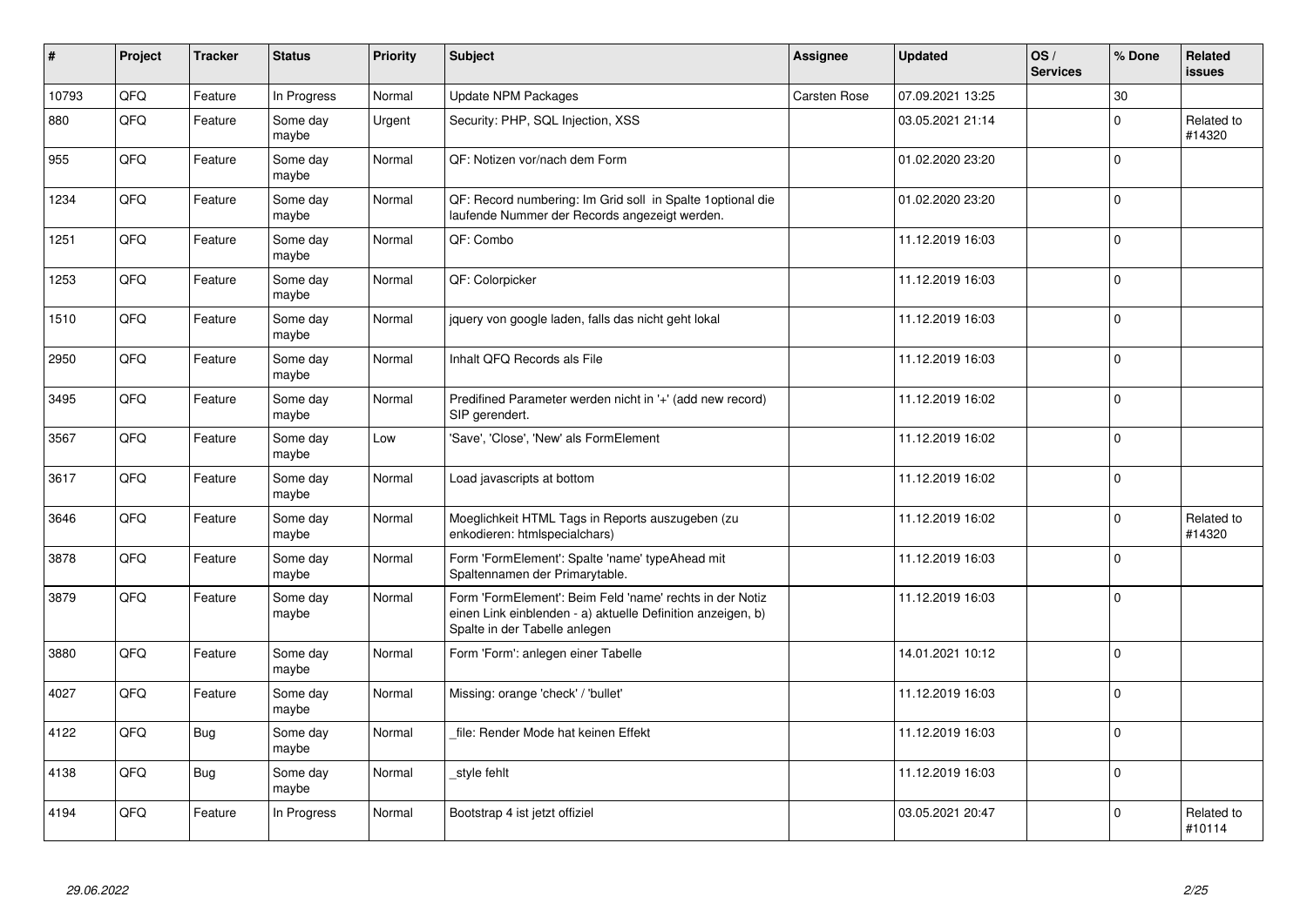| # | Project | Tracker | Status | Priority | Subject | Assignee | Updated | OS / Services | % Done | Related issues |
|---|---|---|---|---|---|---|---|---|---|---|
| 10793 | QFQ | Feature | In Progress | Normal | Update NPM Packages | Carsten Rose | 07.09.2021 13:25 | | 30 | |
| 880 | QFQ | Feature | Some day maybe | Urgent | Security: PHP, SQL Injection, XSS | | 03.05.2021 21:14 | | 0 | Related to #14320 |
| 955 | QFQ | Feature | Some day maybe | Normal | QF: Notizen vor/nach dem Form | | 01.02.2020 23:20 | | 0 | |
| 1234 | QFQ | Feature | Some day maybe | Normal | QF: Record numbering: Im Grid soll in Spalte 1optional die laufende Nummer der Records angezeigt werden. | | 01.02.2020 23:20 | | 0 | |
| 1251 | QFQ | Feature | Some day maybe | Normal | QF: Combo | | 11.12.2019 16:03 | | 0 | |
| 1253 | QFQ | Feature | Some day maybe | Normal | QF: Colorpicker | | 11.12.2019 16:03 | | 0 | |
| 1510 | QFQ | Feature | Some day maybe | Normal | jquery von google laden, falls das nicht geht lokal | | 11.12.2019 16:03 | | 0 | |
| 2950 | QFQ | Feature | Some day maybe | Normal | Inhalt QFQ Records als File | | 11.12.2019 16:03 | | 0 | |
| 3495 | QFQ | Feature | Some day maybe | Normal | Predifined Parameter werden nicht in '+' (add new record) SIP gerendert. | | 11.12.2019 16:02 | | 0 | |
| 3567 | QFQ | Feature | Some day maybe | Low | 'Save', 'Close', 'New' als FormElement | | 11.12.2019 16:02 | | 0 | |
| 3617 | QFQ | Feature | Some day maybe | Normal | Load javascripts at bottom | | 11.12.2019 16:02 | | 0 | |
| 3646 | QFQ | Feature | Some day maybe | Normal | Moeglichkeit HTML Tags in Reports auszugeben (zu enkodieren: htmlspecialchars) | | 11.12.2019 16:02 | | 0 | Related to #14320 |
| 3878 | QFQ | Feature | Some day maybe | Normal | Form 'FormElement': Spalte 'name' typeAhead mit Spaltennamen der Primarytable. | | 11.12.2019 16:03 | | 0 | |
| 3879 | QFQ | Feature | Some day maybe | Normal | Form 'FormElement': Beim Feld 'name' rechts in der Notiz einen Link einblenden - a) aktuelle Definition anzeigen, b) Spalte in der Tabelle anlegen | | 11.12.2019 16:03 | | 0 | |
| 3880 | QFQ | Feature | Some day maybe | Normal | Form 'Form': anlegen einer Tabelle | | 14.01.2021 10:12 | | 0 | |
| 4027 | QFQ | Feature | Some day maybe | Normal | Missing: orange 'check' / 'bullet' | | 11.12.2019 16:03 | | 0 | |
| 4122 | QFQ | Bug | Some day maybe | Normal | _file: Render Mode hat keinen Effekt | | 11.12.2019 16:03 | | 0 | |
| 4138 | QFQ | Bug | Some day maybe | Normal | _style fehlt | | 11.12.2019 16:03 | | 0 | |
| 4194 | QFQ | Feature | In Progress | Normal | Bootstrap 4 ist jetzt offiziel | | 03.05.2021 20:47 | | 0 | Related to #10114 |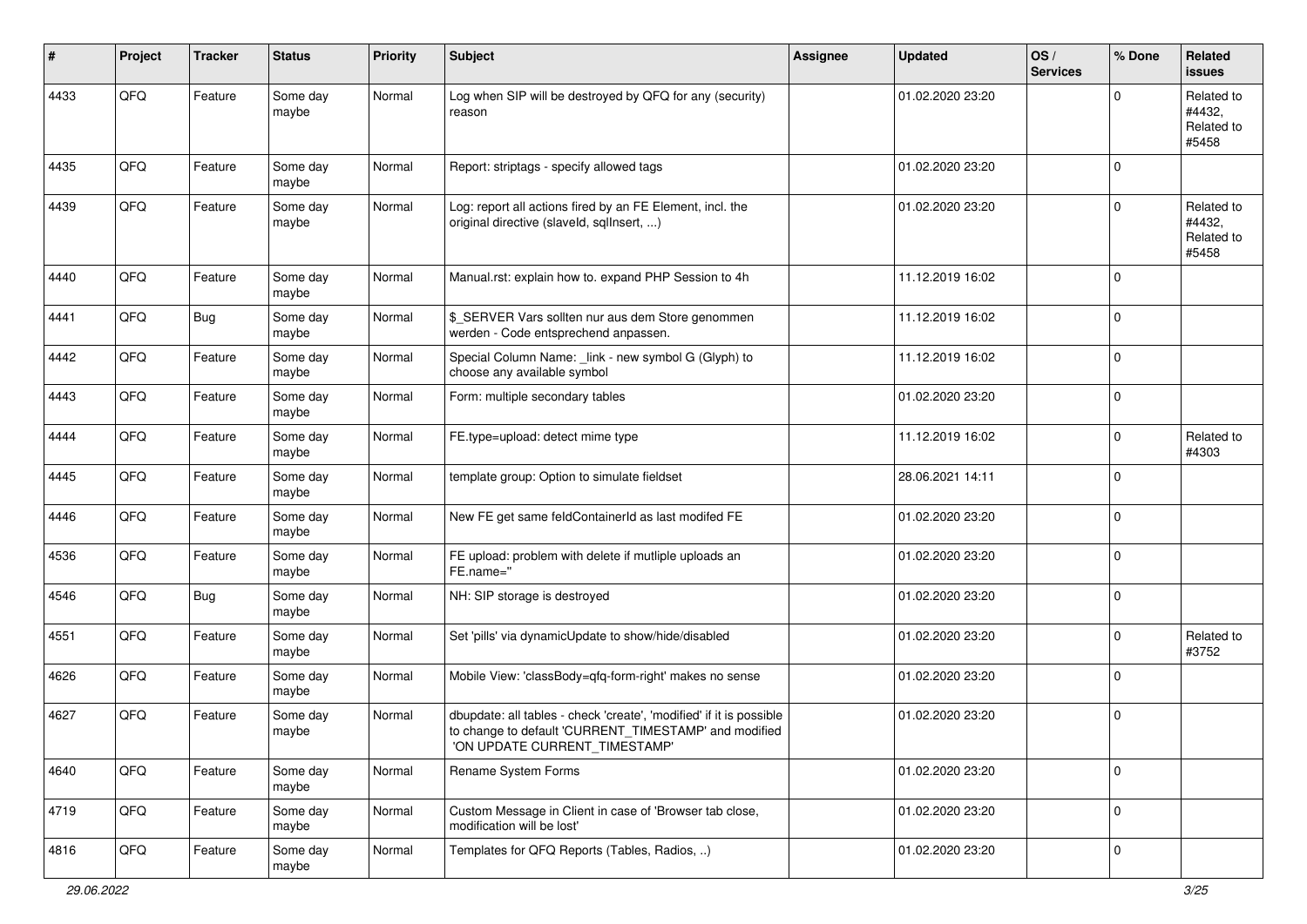| # | Project | Tracker | Status | Priority | Subject | Assignee | Updated | OS / Services | % Done | Related issues |
|---|---|---|---|---|---|---|---|---|---|---|
| 4433 | QFQ | Feature | Some day maybe | Normal | Log when SIP will be destroyed by QFQ for any (security) reason | | 01.02.2020 23:20 | | 0 | Related to #4432, Related to #5458 |
| 4435 | QFQ | Feature | Some day maybe | Normal | Report: striptags - specify allowed tags | | 01.02.2020 23:20 | | 0 | |
| 4439 | QFQ | Feature | Some day maybe | Normal | Log: report all actions fired by an FE Element, incl. the original directive (slaveId, sqlInsert, ...) | | 01.02.2020 23:20 | | 0 | Related to #4432, Related to #5458 |
| 4440 | QFQ | Feature | Some day maybe | Normal | Manual.rst: explain how to. expand PHP Session to 4h | | 11.12.2019 16:02 | | 0 | |
| 4441 | QFQ | Bug | Some day maybe | Normal | $_SERVER Vars sollten nur aus dem Store genommen werden - Code entsprechend anpassen. | | 11.12.2019 16:02 | | 0 | |
| 4442 | QFQ | Feature | Some day maybe | Normal | Special Column Name: _link - new symbol G (Glyph) to choose any available symbol | | 11.12.2019 16:02 | | 0 | |
| 4443 | QFQ | Feature | Some day maybe | Normal | Form: multiple secondary tables | | 01.02.2020 23:20 | | 0 | |
| 4444 | QFQ | Feature | Some day maybe | Normal | FE.type=upload: detect mime type | | 11.12.2019 16:02 | | 0 | Related to #4303 |
| 4445 | QFQ | Feature | Some day maybe | Normal | template group: Option to simulate fieldset | | 28.06.2021 14:11 | | 0 | |
| 4446 | QFQ | Feature | Some day maybe | Normal | New FE get same feldContainerId as last modifed FE | | 01.02.2020 23:20 | | 0 | |
| 4536 | QFQ | Feature | Some day maybe | Normal | FE upload: problem with delete if mutliple uploads an FE.name=" | | 01.02.2020 23:20 | | 0 | |
| 4546 | QFQ | Bug | Some day maybe | Normal | NH: SIP storage is destroyed | | 01.02.2020 23:20 | | 0 | |
| 4551 | QFQ | Feature | Some day maybe | Normal | Set 'pills' via dynamicUpdate to show/hide/disabled | | 01.02.2020 23:20 | | 0 | Related to #3752 |
| 4626 | QFQ | Feature | Some day maybe | Normal | Mobile View: 'classBody=qfq-form-right' makes no sense | | 01.02.2020 23:20 | | 0 | |
| 4627 | QFQ | Feature | Some day maybe | Normal | dbupdate: all tables - check 'create', 'modified' if it is possible to change to default 'CURRENT_TIMESTAMP' and modified 'ON UPDATE CURRENT_TIMESTAMP' | | 01.02.2020 23:20 | | 0 | |
| 4640 | QFQ | Feature | Some day maybe | Normal | Rename System Forms | | 01.02.2020 23:20 | | 0 | |
| 4719 | QFQ | Feature | Some day maybe | Normal | Custom Message in Client in case of 'Browser tab close, modification will be lost' | | 01.02.2020 23:20 | | 0 | |
| 4816 | QFQ | Feature | Some day maybe | Normal | Templates for QFQ Reports (Tables, Radios, ..) | | 01.02.2020 23:20 | | 0 | |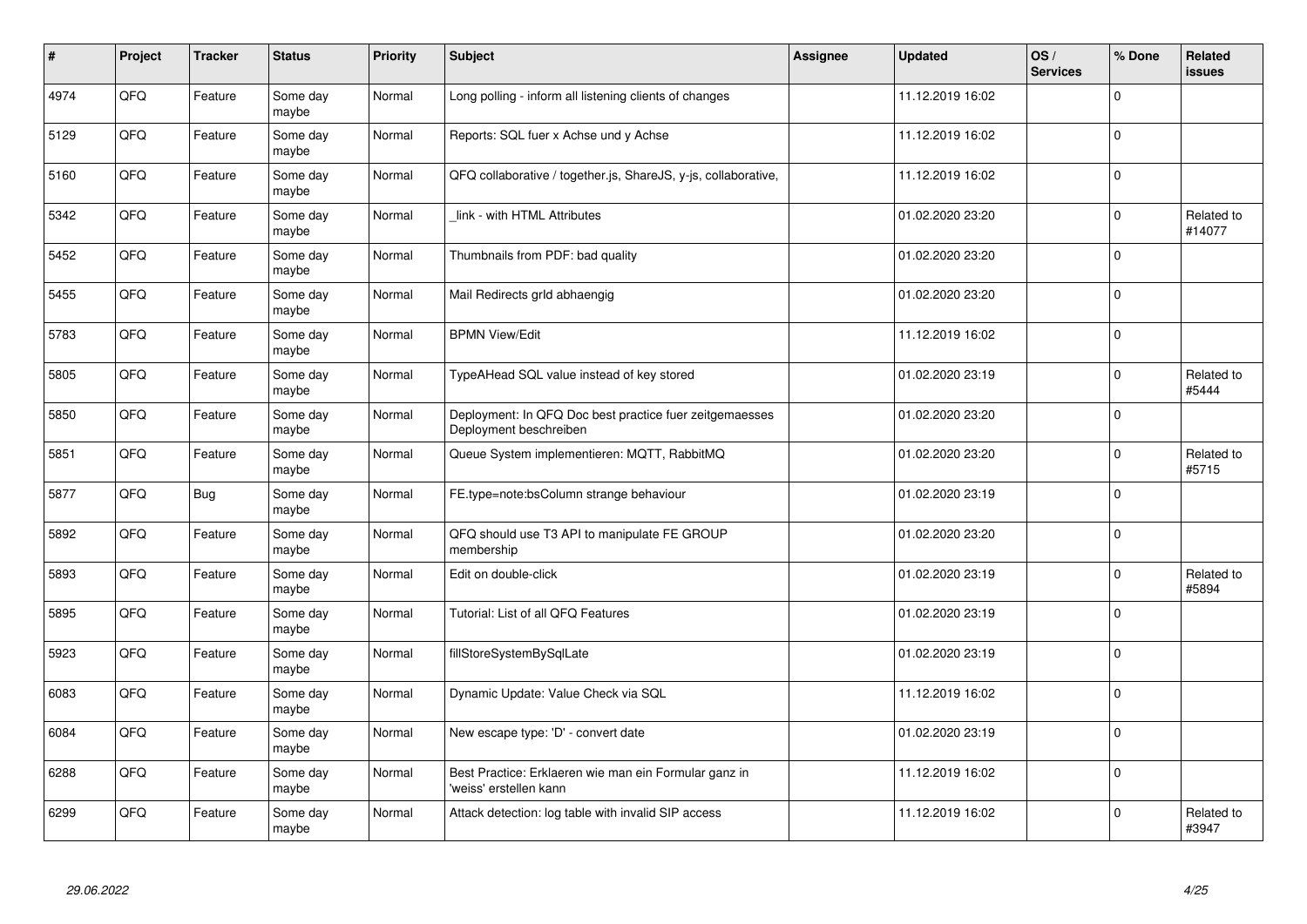| # | Project | Tracker | Status | Priority | Subject | Assignee | Updated | OS / Services | % Done | Related issues |
|---|---|---|---|---|---|---|---|---|---|---|
| 4974 | QFQ | Feature | Some day maybe | Normal | Long polling - inform all listening clients of changes | | 11.12.2019 16:02 | | 0 | |
| 5129 | QFQ | Feature | Some day maybe | Normal | Reports: SQL fuer x Achse und y Achse | | 11.12.2019 16:02 | | 0 | |
| 5160 | QFQ | Feature | Some day maybe | Normal | QFQ collaborative / together.js, ShareJS, y-js, collaborative, | | 11.12.2019 16:02 | | 0 | |
| 5342 | QFQ | Feature | Some day maybe | Normal | _link - with HTML Attributes | | 01.02.2020 23:20 | | 0 | Related to #14077 |
| 5452 | QFQ | Feature | Some day maybe | Normal | Thumbnails from PDF: bad quality | | 01.02.2020 23:20 | | 0 | |
| 5455 | QFQ | Feature | Some day maybe | Normal | Mail Redirects grId abhaengig | | 01.02.2020 23:20 | | 0 | |
| 5783 | QFQ | Feature | Some day maybe | Normal | BPMN View/Edit | | 11.12.2019 16:02 | | 0 | |
| 5805 | QFQ | Feature | Some day maybe | Normal | TypeAHead SQL value instead of key stored | | 01.02.2020 23:19 | | 0 | Related to #5444 |
| 5850 | QFQ | Feature | Some day maybe | Normal | Deployment: In QFQ Doc best practice fuer zeitgemaesses Deployment beschreiben | | 01.02.2020 23:20 | | 0 | |
| 5851 | QFQ | Feature | Some day maybe | Normal | Queue System implementieren: MQTT, RabbitMQ | | 01.02.2020 23:20 | | 0 | Related to #5715 |
| 5877 | QFQ | Bug | Some day maybe | Normal | FE.type=note:bsColumn strange behaviour | | 01.02.2020 23:19 | | 0 | |
| 5892 | QFQ | Feature | Some day maybe | Normal | QFQ should use T3 API to manipulate FE GROUP membership | | 01.02.2020 23:20 | | 0 | |
| 5893 | QFQ | Feature | Some day maybe | Normal | Edit on double-click | | 01.02.2020 23:19 | | 0 | Related to #5894 |
| 5895 | QFQ | Feature | Some day maybe | Normal | Tutorial: List of all QFQ Features | | 01.02.2020 23:19 | | 0 | |
| 5923 | QFQ | Feature | Some day maybe | Normal | fillStoreSystemBySqlLate | | 01.02.2020 23:19 | | 0 | |
| 6083 | QFQ | Feature | Some day maybe | Normal | Dynamic Update: Value Check via SQL | | 11.12.2019 16:02 | | 0 | |
| 6084 | QFQ | Feature | Some day maybe | Normal | New escape type: 'D' - convert date | | 01.02.2020 23:19 | | 0 | |
| 6288 | QFQ | Feature | Some day maybe | Normal | Best Practice: Erklaeren wie man ein Formular ganz in 'weiss' erstellen kann | | 11.12.2019 16:02 | | 0 | |
| 6299 | QFQ | Feature | Some day maybe | Normal | Attack detection: log table with invalid SIP access | | 11.12.2019 16:02 | | 0 | Related to #3947 |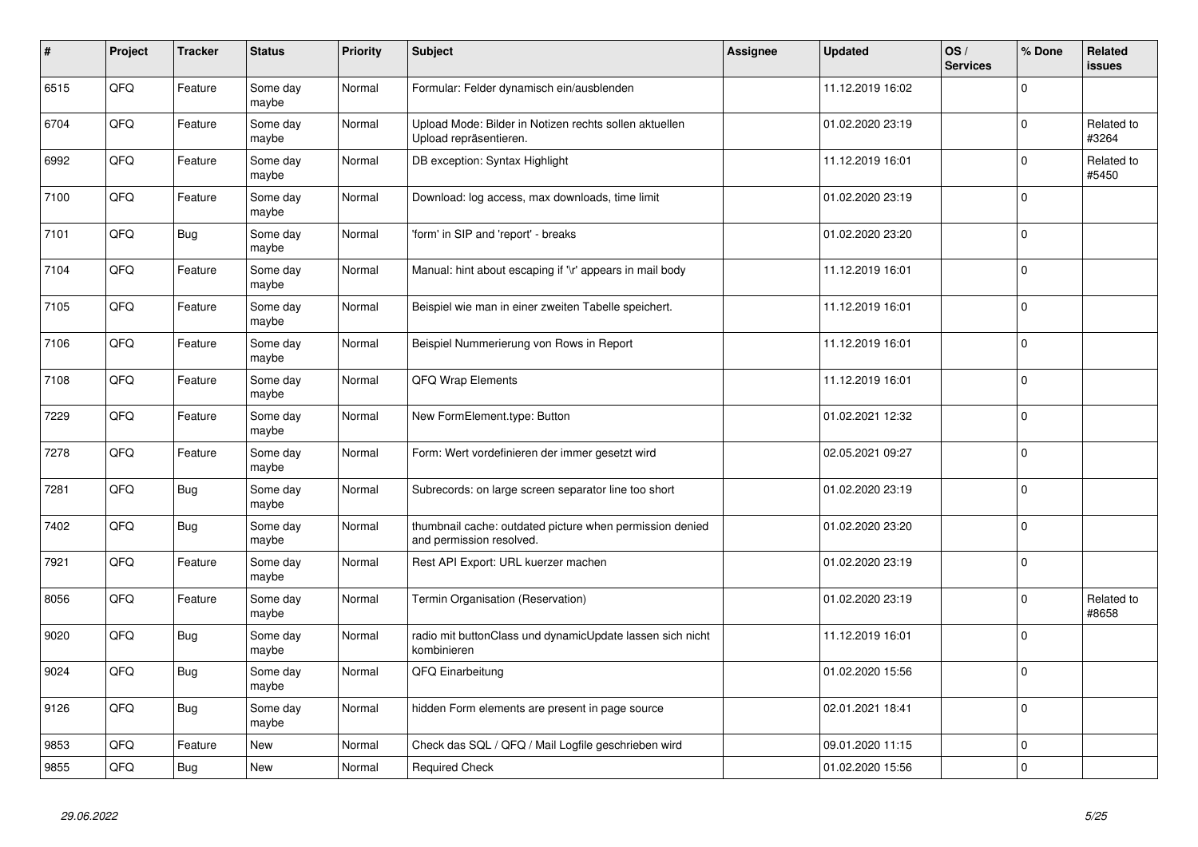| # | Project | Tracker | Status | Priority | Subject | Assignee | Updated | OS / Services | % Done | Related issues |
|---|---|---|---|---|---|---|---|---|---|---|
| 6515 | QFQ | Feature | Some day maybe | Normal | Formular: Felder dynamisch ein/ausblenden | | 11.12.2019 16:02 | | 0 | |
| 6704 | QFQ | Feature | Some day maybe | Normal | Upload Mode: Bilder in Notizen rechts sollen aktuellen Upload repräsentieren. | | 01.02.2020 23:19 | | 0 | Related to #3264 |
| 6992 | QFQ | Feature | Some day maybe | Normal | DB exception: Syntax Highlight | | 11.12.2019 16:01 | | 0 | Related to #5450 |
| 7100 | QFQ | Feature | Some day maybe | Normal | Download: log access, max downloads, time limit | | 01.02.2020 23:19 | | 0 | |
| 7101 | QFQ | Bug | Some day maybe | Normal | 'form' in SIP and 'report' - breaks | | 01.02.2020 23:20 | | 0 | |
| 7104 | QFQ | Feature | Some day maybe | Normal | Manual: hint about escaping if '\r' appears in mail body | | 11.12.2019 16:01 | | 0 | |
| 7105 | QFQ | Feature | Some day maybe | Normal | Beispiel wie man in einer zweiten Tabelle speichert. | | 11.12.2019 16:01 | | 0 | |
| 7106 | QFQ | Feature | Some day maybe | Normal | Beispiel Nummerierung von Rows in Report | | 11.12.2019 16:01 | | 0 | |
| 7108 | QFQ | Feature | Some day maybe | Normal | QFQ Wrap Elements | | 11.12.2019 16:01 | | 0 | |
| 7229 | QFQ | Feature | Some day maybe | Normal | New FormElement.type: Button | | 01.02.2021 12:32 | | 0 | |
| 7278 | QFQ | Feature | Some day maybe | Normal | Form: Wert vordefinieren der immer gesetzt wird | | 02.05.2021 09:27 | | 0 | |
| 7281 | QFQ | Bug | Some day maybe | Normal | Subrecords: on large screen separator line too short | | 01.02.2020 23:19 | | 0 | |
| 7402 | QFQ | Bug | Some day maybe | Normal | thumbnail cache: outdated picture when permission denied and permission resolved. | | 01.02.2020 23:20 | | 0 | |
| 7921 | QFQ | Feature | Some day maybe | Normal | Rest API Export: URL kuerzer machen | | 01.02.2020 23:19 | | 0 | |
| 8056 | QFQ | Feature | Some day maybe | Normal | Termin Organisation (Reservation) | | 01.02.2020 23:19 | | 0 | Related to #8658 |
| 9020 | QFQ | Bug | Some day maybe | Normal | radio mit buttonClass und dynamicUpdate lassen sich nicht kombinieren | | 11.12.2019 16:01 | | 0 | |
| 9024 | QFQ | Bug | Some day maybe | Normal | QFQ Einarbeitung | | 01.02.2020 15:56 | | 0 | |
| 9126 | QFQ | Bug | Some day maybe | Normal | hidden Form elements are present in page source | | 02.01.2021 18:41 | | 0 | |
| 9853 | QFQ | Feature | New | Normal | Check das SQL / QFQ / Mail Logfile geschrieben wird | | 09.01.2020 11:15 | | 0 | |
| 9855 | QFQ | Bug | New | Normal | Required Check | | 01.02.2020 15:56 | | 0 | |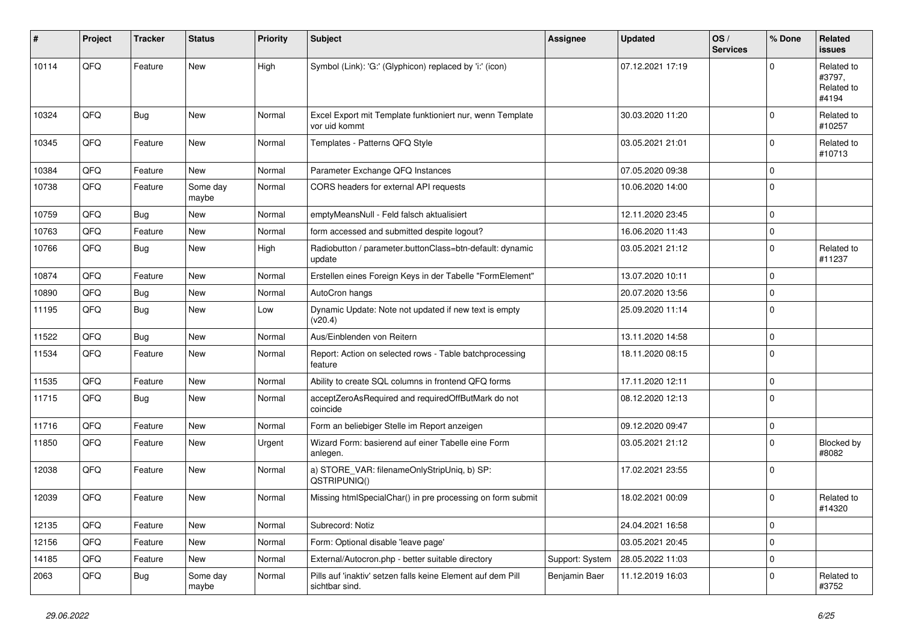| # | Project | Tracker | Status | Priority | Subject | Assignee | Updated | OS / Services | % Done | Related issues |
|---|---|---|---|---|---|---|---|---|---|---|
| 10114 | QFQ | Feature | New | High | Symbol (Link): 'G:' (Glyphicon) replaced by 'i:' (icon) | | 07.12.2021 17:19 | | 0 | Related to #3797, Related to #4194 |
| 10324 | QFQ | Bug | New | Normal | Excel Export mit Template funktioniert nur, wenn Template vor uid kommt | | 30.03.2020 11:20 | | 0 | Related to #10257 |
| 10345 | QFQ | Feature | New | Normal | Templates - Patterns QFQ Style | | 03.05.2021 21:01 | | 0 | Related to #10713 |
| 10384 | QFQ | Feature | New | Normal | Parameter Exchange QFQ Instances | | 07.05.2020 09:38 | | 0 | |
| 10738 | QFQ | Feature | Some day maybe | Normal | CORS headers for external API requests | | 10.06.2020 14:00 | | 0 | |
| 10759 | QFQ | Bug | New | Normal | emptyMeansNull - Feld falsch aktualisiert | | 12.11.2020 23:45 | | 0 | |
| 10763 | QFQ | Feature | New | Normal | form accessed and submitted despite logout? | | 16.06.2020 11:43 | | 0 | |
| 10766 | QFQ | Bug | New | High | Radiobutton / parameter.buttonClass=btn-default: dynamic update | | 03.05.2021 21:12 | | 0 | Related to #11237 |
| 10874 | QFQ | Feature | New | Normal | Erstellen eines Foreign Keys in der Tabelle "FormElement" | | 13.07.2020 10:11 | | 0 | |
| 10890 | QFQ | Bug | New | Normal | AutoCron hangs | | 20.07.2020 13:56 | | 0 | |
| 11195 | QFQ | Bug | New | Low | Dynamic Update: Note not updated if new text is empty (v20.4) | | 25.09.2020 11:14 | | 0 | |
| 11522 | QFQ | Bug | New | Normal | Aus/Einblenden von Reitern | | 13.11.2020 14:58 | | 0 | |
| 11534 | QFQ | Feature | New | Normal | Report: Action on selected rows - Table batchprocessing feature | | 18.11.2020 08:15 | | 0 | |
| 11535 | QFQ | Feature | New | Normal | Ability to create SQL columns in frontend QFQ forms | | 17.11.2020 12:11 | | 0 | |
| 11715 | QFQ | Bug | New | Normal | acceptZeroAsRequired and requiredOffButMark do not coincide | | 08.12.2020 12:13 | | 0 | |
| 11716 | QFQ | Feature | New | Normal | Form an beliebiger Stelle im Report anzeigen | | 09.12.2020 09:47 | | 0 | |
| 11850 | QFQ | Feature | New | Urgent | Wizard Form: basierend auf einer Tabelle eine Form anlegen. | | 03.05.2021 21:12 | | 0 | Blocked by #8082 |
| 12038 | QFQ | Feature | New | Normal | a) STORE_VAR: filenameOnlyStripUniq, b) SP: QSTRIPUNIQ() | | 17.02.2021 23:55 | | 0 | |
| 12039 | QFQ | Feature | New | Normal | Missing htmlSpecialChar() in pre processing on form submit | | 18.02.2021 00:09 | | 0 | Related to #14320 |
| 12135 | QFQ | Feature | New | Normal | Subrecord: Notiz | | 24.04.2021 16:58 | | 0 | |
| 12156 | QFQ | Feature | New | Normal | Form: Optional disable 'leave page' | | 03.05.2021 20:45 | | 0 | |
| 14185 | QFQ | Feature | New | Normal | External/Autocron.php - better suitable directory | Support: System | 28.05.2022 11:03 | | 0 | |
| 2063 | QFQ | Bug | Some day maybe | Normal | Pills auf 'inaktiv' setzen falls keine Element auf dem Pill sichtbar sind. | Benjamin Baer | 11.12.2019 16:03 | | 0 | Related to #3752 |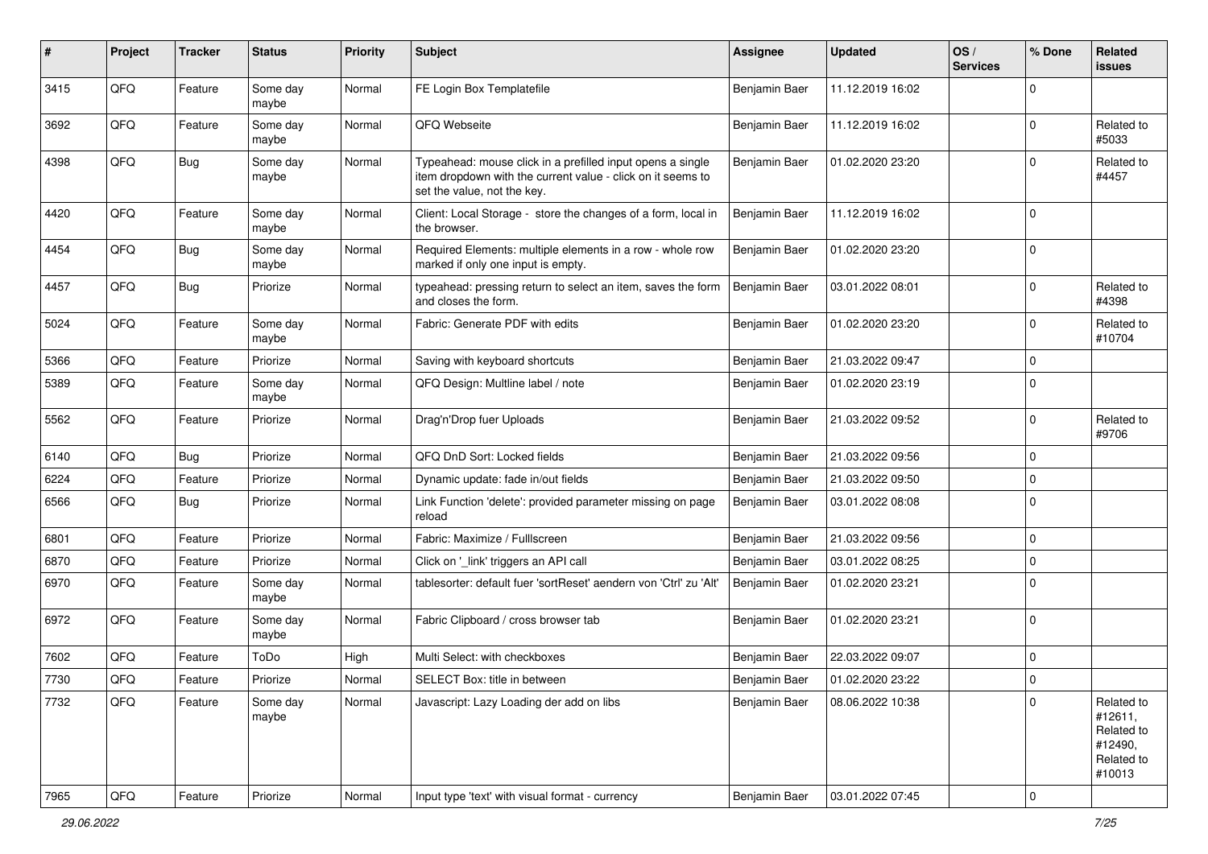| # | Project | Tracker | Status | Priority | Subject | Assignee | Updated | OS / Services | % Done | Related issues |
|---|---|---|---|---|---|---|---|---|---|---|
| 3415 | QFQ | Feature | Some day maybe | Normal | FE Login Box Templatefile | Benjamin Baer | 11.12.2019 16:02 | | 0 | |
| 3692 | QFQ | Feature | Some day maybe | Normal | QFQ Webseite | Benjamin Baer | 11.12.2019 16:02 | | 0 | Related to #5033 |
| 4398 | QFQ | Bug | Some day maybe | Normal | Typeahead: mouse click in a prefilled input opens a single item dropdown with the current value - click on it seems to set the value, not the key. | Benjamin Baer | 01.02.2020 23:20 | | 0 | Related to #4457 |
| 4420 | QFQ | Feature | Some day maybe | Normal | Client: Local Storage - store the changes of a form, local in the browser. | Benjamin Baer | 11.12.2019 16:02 | | 0 | |
| 4454 | QFQ | Bug | Some day maybe | Normal | Required Elements: multiple elements in a row - whole row marked if only one input is empty. | Benjamin Baer | 01.02.2020 23:20 | | 0 | |
| 4457 | QFQ | Bug | Priorize | Normal | typeahead: pressing return to select an item, saves the form and closes the form. | Benjamin Baer | 03.01.2022 08:01 | | 0 | Related to #4398 |
| 5024 | QFQ | Feature | Some day maybe | Normal | Fabric: Generate PDF with edits | Benjamin Baer | 01.02.2020 23:20 | | 0 | Related to #10704 |
| 5366 | QFQ | Feature | Priorize | Normal | Saving with keyboard shortcuts | Benjamin Baer | 21.03.2022 09:47 | | 0 | |
| 5389 | QFQ | Feature | Some day maybe | Normal | QFQ Design: Multline label / note | Benjamin Baer | 01.02.2020 23:19 | | 0 | |
| 5562 | QFQ | Feature | Priorize | Normal | Drag'n'Drop fuer Uploads | Benjamin Baer | 21.03.2022 09:52 | | 0 | Related to #9706 |
| 6140 | QFQ | Bug | Priorize | Normal | QFQ DnD Sort: Locked fields | Benjamin Baer | 21.03.2022 09:56 | | 0 | |
| 6224 | QFQ | Feature | Priorize | Normal | Dynamic update: fade in/out fields | Benjamin Baer | 21.03.2022 09:50 | | 0 | |
| 6566 | QFQ | Bug | Priorize | Normal | Link Function 'delete': provided parameter missing on page reload | Benjamin Baer | 03.01.2022 08:08 | | 0 | |
| 6801 | QFQ | Feature | Priorize | Normal | Fabric: Maximize / Fulllscreen | Benjamin Baer | 21.03.2022 09:56 | | 0 | |
| 6870 | QFQ | Feature | Priorize | Normal | Click on '_link' triggers an API call | Benjamin Baer | 03.01.2022 08:25 | | 0 | |
| 6970 | QFQ | Feature | Some day maybe | Normal | tablesorter: default fuer 'sortReset' aendern von 'Ctrl' zu 'Alt' | Benjamin Baer | 01.02.2020 23:21 | | 0 | |
| 6972 | QFQ | Feature | Some day maybe | Normal | Fabric Clipboard / cross browser tab | Benjamin Baer | 01.02.2020 23:21 | | 0 | |
| 7602 | QFQ | Feature | ToDo | High | Multi Select: with checkboxes | Benjamin Baer | 22.03.2022 09:07 | | 0 | |
| 7730 | QFQ | Feature | Priorize | Normal | SELECT Box: title in between | Benjamin Baer | 01.02.2020 23:22 | | 0 | |
| 7732 | QFQ | Feature | Some day maybe | Normal | Javascript: Lazy Loading der add on libs | Benjamin Baer | 08.06.2022 10:38 | | 0 | Related to #12611, Related to #12490, Related to #10013 |
| 7965 | QFQ | Feature | Priorize | Normal | Input type 'text' with visual format - currency | Benjamin Baer | 03.01.2022 07:45 | | 0 | |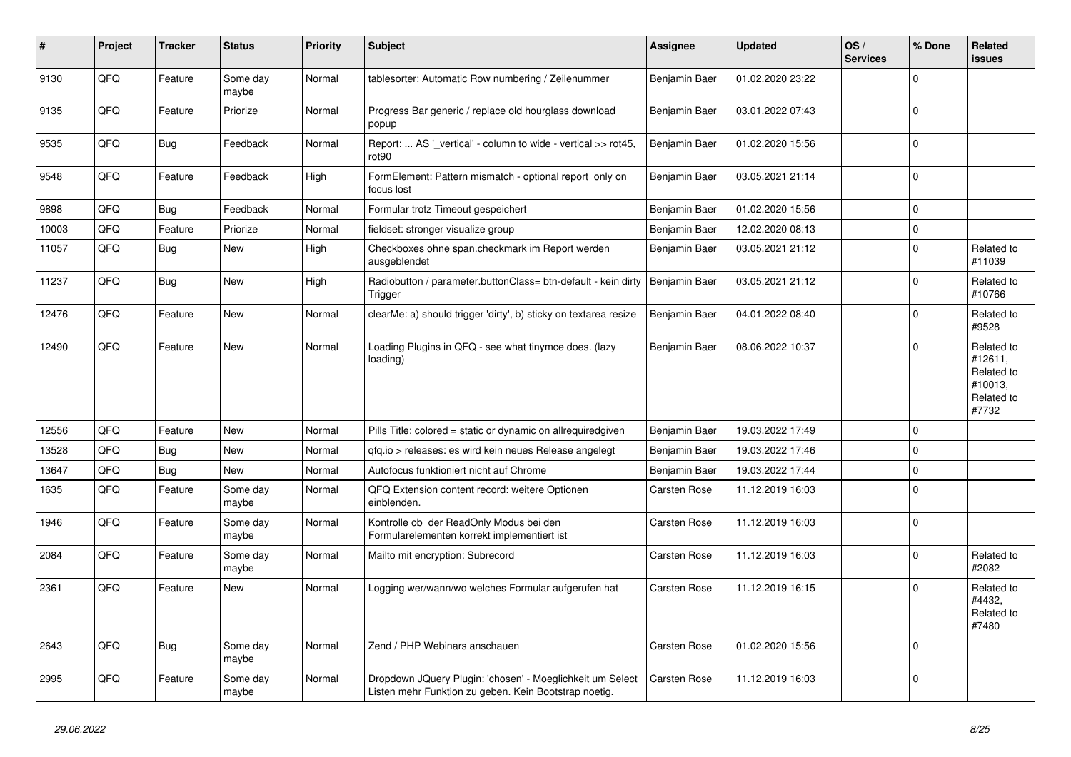| # | Project | Tracker | Status | Priority | Subject | Assignee | Updated | OS / Services | % Done | Related issues |
|---|---|---|---|---|---|---|---|---|---|---|
| 9130 | QFQ | Feature | Some day maybe | Normal | tablesorter: Automatic Row numbering / Zeilenummer | Benjamin Baer | 01.02.2020 23:22 | | 0 | |
| 9135 | QFQ | Feature | Priorize | Normal | Progress Bar generic / replace old hourglass download popup | Benjamin Baer | 03.01.2022 07:43 | | 0 | |
| 9535 | QFQ | Bug | Feedback | Normal | Report: ... AS '_vertical' - column to wide - vertical >> rot45, rot90 | Benjamin Baer | 01.02.2020 15:56 | | 0 | |
| 9548 | QFQ | Feature | Feedback | High | FormElement: Pattern mismatch - optional report only on focus lost | Benjamin Baer | 03.05.2021 21:14 | | 0 | |
| 9898 | QFQ | Bug | Feedback | Normal | Formular trotz Timeout gespeichert | Benjamin Baer | 01.02.2020 15:56 | | 0 | |
| 10003 | QFQ | Feature | Priorize | Normal | fieldset: stronger visualize group | Benjamin Baer | 12.02.2020 08:13 | | 0 | |
| 11057 | QFQ | Bug | New | High | Checkboxes ohne span.checkmark im Report werden ausgeblendet | Benjamin Baer | 03.05.2021 21:12 | | 0 | Related to #11039 |
| 11237 | QFQ | Bug | New | High | Radiobutton / parameter.buttonClass= btn-default - kein dirty Trigger | Benjamin Baer | 03.05.2021 21:12 | | 0 | Related to #10766 |
| 12476 | QFQ | Feature | New | Normal | clearMe: a) should trigger 'dirty', b) sticky on textarea resize | Benjamin Baer | 04.01.2022 08:40 | | 0 | Related to #9528 |
| 12490 | QFQ | Feature | New | Normal | Loading Plugins in QFQ - see what tinymce does. (lazy loading) | Benjamin Baer | 08.06.2022 10:37 | | 0 | Related to #12611, Related to #10013, Related to #7732 |
| 12556 | QFQ | Feature | New | Normal | Pills Title: colored = static or dynamic on allrequiredgiven | Benjamin Baer | 19.03.2022 17:49 | | 0 | |
| 13528 | QFQ | Bug | New | Normal | qfq.io > releases: es wird kein neues Release angelegt | Benjamin Baer | 19.03.2022 17:46 | | 0 | |
| 13647 | QFQ | Bug | New | Normal | Autofocus funktioniert nicht auf Chrome | Benjamin Baer | 19.03.2022 17:44 | | 0 | |
| 1635 | QFQ | Feature | Some day maybe | Normal | QFQ Extension content record: weitere Optionen einblenden. | Carsten Rose | 11.12.2019 16:03 | | 0 | |
| 1946 | QFQ | Feature | Some day maybe | Normal | Kontrolle ob der ReadOnly Modus bei den Formularelementen korrekt implementiert ist | Carsten Rose | 11.12.2019 16:03 | | 0 | |
| 2084 | QFQ | Feature | Some day maybe | Normal | Mailto mit encryption: Subrecord | Carsten Rose | 11.12.2019 16:03 | | 0 | Related to #2082 |
| 2361 | QFQ | Feature | New | Normal | Logging wer/wann/wo welches Formular aufgerufen hat | Carsten Rose | 11.12.2019 16:15 | | 0 | Related to #4432, Related to #7480 |
| 2643 | QFQ | Bug | Some day maybe | Normal | Zend / PHP Webinars anschauen | Carsten Rose | 01.02.2020 15:56 | | 0 | |
| 2995 | QFQ | Feature | Some day maybe | Normal | Dropdown JQuery Plugin: 'chosen' - Moeglichkeit um Select Listen mehr Funktion zu geben. Kein Bootstrap noetig. | Carsten Rose | 11.12.2019 16:03 | | 0 | |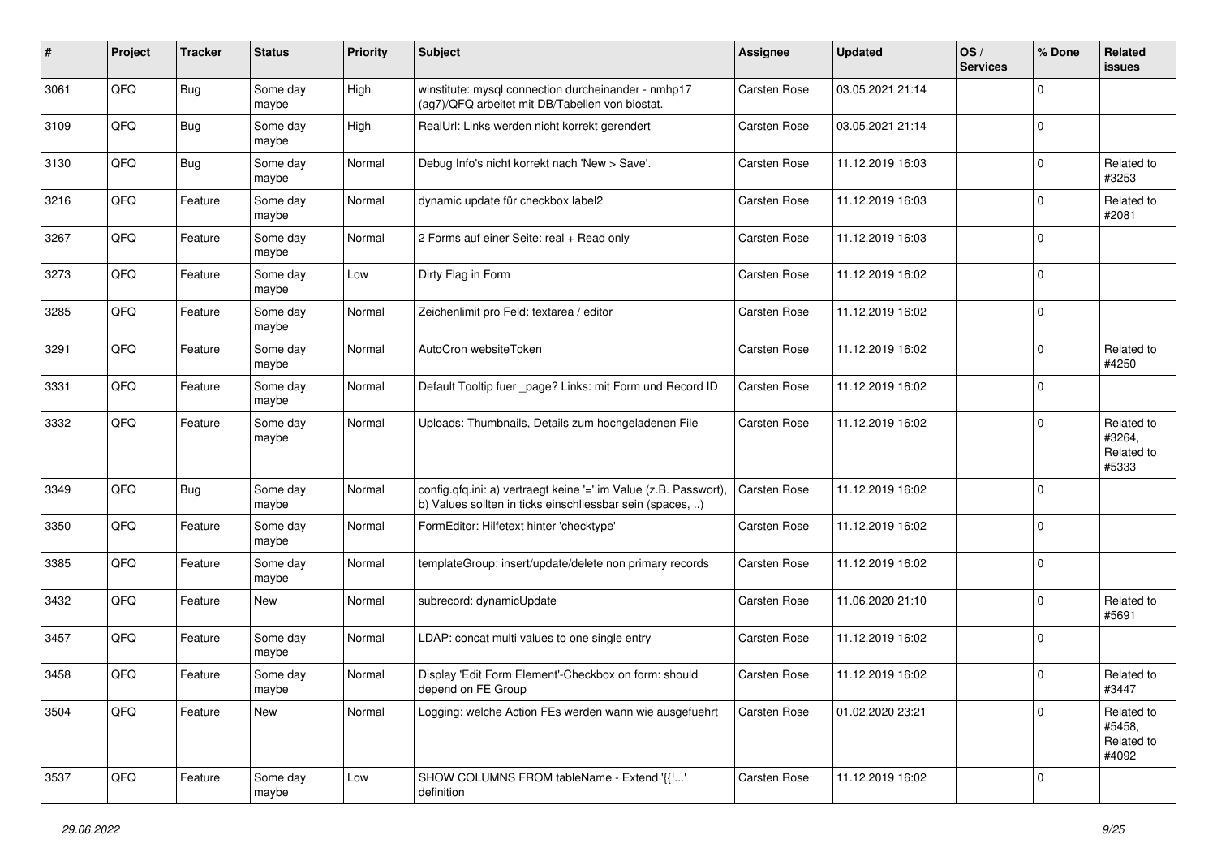| # | Project | Tracker | Status | Priority | Subject | Assignee | Updated | OS / Services | % Done | Related issues |
|---|---|---|---|---|---|---|---|---|---|---|
| 3061 | QFQ | Bug | Some day maybe | High | winstitute: mysql connection durcheinander - nmhp17 (ag7)/QFQ arbeitet mit DB/Tabellen von biostat. | Carsten Rose | 03.05.2021 21:14 | | 0 | |
| 3109 | QFQ | Bug | Some day maybe | High | RealUrl: Links werden nicht korrekt gerendert | Carsten Rose | 03.05.2021 21:14 | | 0 | |
| 3130 | QFQ | Bug | Some day maybe | Normal | Debug Info's nicht korrekt nach 'New > Save'. | Carsten Rose | 11.12.2019 16:03 | | 0 | Related to #3253 |
| 3216 | QFQ | Feature | Some day maybe | Normal | dynamic update für checkbox label2 | Carsten Rose | 11.12.2019 16:03 | | 0 | Related to #2081 |
| 3267 | QFQ | Feature | Some day maybe | Normal | 2 Forms auf einer Seite: real + Read only | Carsten Rose | 11.12.2019 16:03 | | 0 | |
| 3273 | QFQ | Feature | Some day maybe | Low | Dirty Flag in Form | Carsten Rose | 11.12.2019 16:02 | | 0 | |
| 3285 | QFQ | Feature | Some day maybe | Normal | Zeichenlimit pro Feld: textarea / editor | Carsten Rose | 11.12.2019 16:02 | | 0 | |
| 3291 | QFQ | Feature | Some day maybe | Normal | AutoCron websiteToken | Carsten Rose | 11.12.2019 16:02 | | 0 | Related to #4250 |
| 3331 | QFQ | Feature | Some day maybe | Normal | Default Tooltip fuer _page? Links: mit Form und Record ID | Carsten Rose | 11.12.2019 16:02 | | 0 | |
| 3332 | QFQ | Feature | Some day maybe | Normal | Uploads: Thumbnails, Details zum hochgeladenen File | Carsten Rose | 11.12.2019 16:02 | | 0 | Related to #3264, Related to #5333 |
| 3349 | QFQ | Bug | Some day maybe | Normal | config.qfq.ini: a) vertraegt keine '=' im Value (z.B. Passwort), b) Values sollten in ticks einschliessbar sein (spaces, ..) | Carsten Rose | 11.12.2019 16:02 | | 0 | |
| 3350 | QFQ | Feature | Some day maybe | Normal | FormEditor: Hilfetext hinter 'checktype' | Carsten Rose | 11.12.2019 16:02 | | 0 | |
| 3385 | QFQ | Feature | Some day maybe | Normal | templateGroup: insert/update/delete non primary records | Carsten Rose | 11.12.2019 16:02 | | 0 | |
| 3432 | QFQ | Feature | New | Normal | subrecord: dynamicUpdate | Carsten Rose | 11.06.2020 21:10 | | 0 | Related to #5691 |
| 3457 | QFQ | Feature | Some day maybe | Normal | LDAP: concat multi values to one single entry | Carsten Rose | 11.12.2019 16:02 | | 0 | |
| 3458 | QFQ | Feature | Some day maybe | Normal | Display 'Edit Form Element'-Checkbox on form: should depend on FE Group | Carsten Rose | 11.12.2019 16:02 | | 0 | Related to #3447 |
| 3504 | QFQ | Feature | New | Normal | Logging: welche Action FEs werden wann wie ausgefuehrt | Carsten Rose | 01.02.2020 23:21 | | 0 | Related to #5458, Related to #4092 |
| 3537 | QFQ | Feature | Some day maybe | Low | SHOW COLUMNS FROM tableName - Extend '{{!...' definition | Carsten Rose | 11.12.2019 16:02 | | 0 | |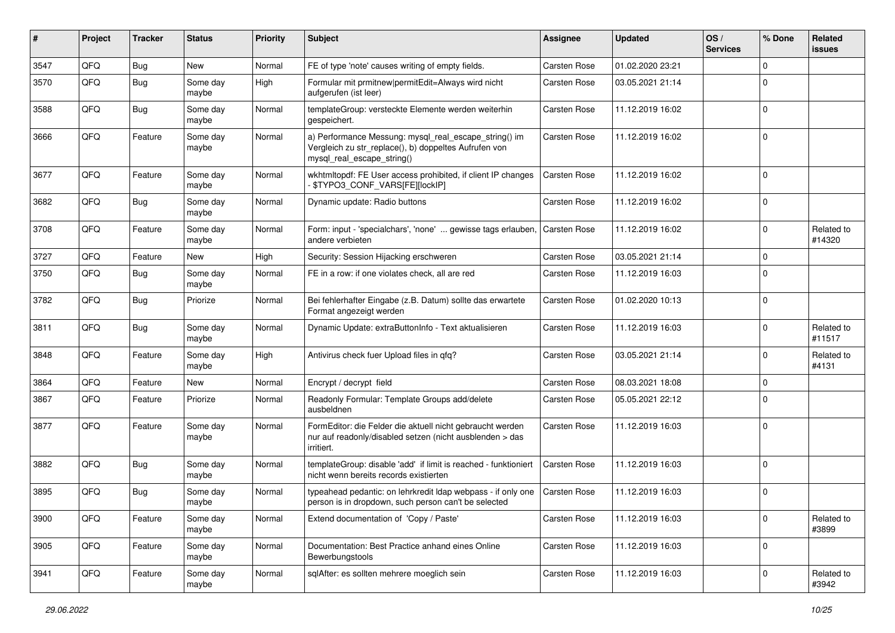| # | Project | Tracker | Status | Priority | Subject | Assignee | Updated | OS / Services | % Done | Related issues |
|---|---|---|---|---|---|---|---|---|---|---|
| 3547 | QFQ | Bug | New | Normal | FE of type 'note' causes writing of empty fields. | Carsten Rose | 01.02.2020 23:21 | | 0 | |
| 3570 | QFQ | Bug | Some day maybe | High | Formular mit prmitnew\|permitEdit=Always wird nicht aufgerufen (ist leer) | Carsten Rose | 03.05.2021 21:14 | | 0 | |
| 3588 | QFQ | Bug | Some day maybe | Normal | templateGroup: versteckte Elemente werden weiterhin gespeichert. | Carsten Rose | 11.12.2019 16:02 | | 0 | |
| 3666 | QFQ | Feature | Some day maybe | Normal | a) Performance Messung: mysql_real_escape_string() im Vergleich zu str_replace(), b) doppeltes Aufrufen von mysql_real_escape_string() | Carsten Rose | 11.12.2019 16:02 | | 0 | |
| 3677 | QFQ | Feature | Some day maybe | Normal | wkhtmltopdf: FE User access prohibited, if client IP changes - $TYPO3_CONF_VARS[FE][lockIP] | Carsten Rose | 11.12.2019 16:02 | | 0 | |
| 3682 | QFQ | Bug | Some day maybe | Normal | Dynamic update: Radio buttons | Carsten Rose | 11.12.2019 16:02 | | 0 | |
| 3708 | QFQ | Feature | Some day maybe | Normal | Form: input - 'specialchars', 'none' ... gewisse tags erlauben, andere verbieten | Carsten Rose | 11.12.2019 16:02 | | 0 | Related to #14320 |
| 3727 | QFQ | Feature | New | High | Security: Session Hijacking erschweren | Carsten Rose | 03.05.2021 21:14 | | 0 | |
| 3750 | QFQ | Bug | Some day maybe | Normal | FE in a row: if one violates check, all are red | Carsten Rose | 11.12.2019 16:03 | | 0 | |
| 3782 | QFQ | Bug | Priorize | Normal | Bei fehlerhafter Eingabe (z.B. Datum) sollte das erwartete Format angezeigt werden | Carsten Rose | 01.02.2020 10:13 | | 0 | |
| 3811 | QFQ | Bug | Some day maybe | Normal | Dynamic Update: extraButtonInfo - Text aktualisieren | Carsten Rose | 11.12.2019 16:03 | | 0 | Related to #11517 |
| 3848 | QFQ | Feature | Some day maybe | High | Antivirus check fuer Upload files in qfq? | Carsten Rose | 03.05.2021 21:14 | | 0 | Related to #4131 |
| 3864 | QFQ | Feature | New | Normal | Encrypt / decrypt field | Carsten Rose | 08.03.2021 18:08 | | 0 | |
| 3867 | QFQ | Feature | Priorize | Normal | Readonly Formular: Template Groups add/delete ausbeldnen | Carsten Rose | 05.05.2021 22:12 | | 0 | |
| 3877 | QFQ | Feature | Some day maybe | Normal | FormEditor: die Felder die aktuell nicht gebraucht werden nur auf readonly/disabled setzen (nicht ausblenden > das irritiert. | Carsten Rose | 11.12.2019 16:03 | | 0 | |
| 3882 | QFQ | Bug | Some day maybe | Normal | templateGroup: disable 'add' if limit is reached - funktioniert nicht wenn bereits records existierten | Carsten Rose | 11.12.2019 16:03 | | 0 | |
| 3895 | QFQ | Bug | Some day maybe | Normal | typeahead pedantic: on lehrkredit ldap webpass - if only one person is in dropdown, such person can't be selected | Carsten Rose | 11.12.2019 16:03 | | 0 | |
| 3900 | QFQ | Feature | Some day maybe | Normal | Extend documentation of 'Copy / Paste' | Carsten Rose | 11.12.2019 16:03 | | 0 | Related to #3899 |
| 3905 | QFQ | Feature | Some day maybe | Normal | Documentation: Best Practice anhand eines Online Bewerbungstools | Carsten Rose | 11.12.2019 16:03 | | 0 | |
| 3941 | QFQ | Feature | Some day maybe | Normal | sqlAfter: es sollten mehrere moeglich sein | Carsten Rose | 11.12.2019 16:03 | | 0 | Related to #3942 |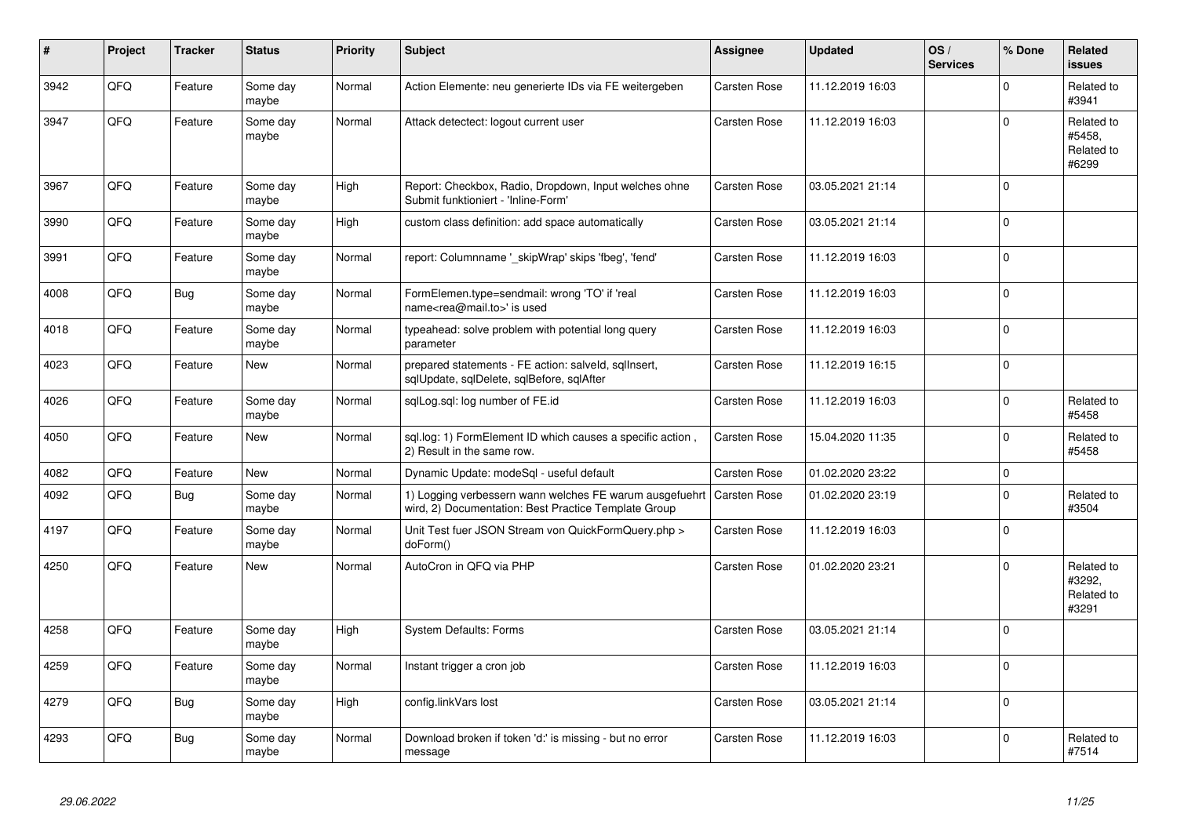| # | Project | Tracker | Status | Priority | Subject | Assignee | Updated | OS / Services | % Done | Related issues |
|---|---|---|---|---|---|---|---|---|---|---|
| 3942 | QFQ | Feature | Some day maybe | Normal | Action Elemente: neu generierte IDs via FE weitergeben | Carsten Rose | 11.12.2019 16:03 | | 0 | Related to #3941 |
| 3947 | QFQ | Feature | Some day maybe | Normal | Attack detectect: logout current user | Carsten Rose | 11.12.2019 16:03 | | 0 | Related to #5458, Related to #6299 |
| 3967 | QFQ | Feature | Some day maybe | High | Report: Checkbox, Radio, Dropdown, Input welches ohne Submit funktioniert - 'Inline-Form' | Carsten Rose | 03.05.2021 21:14 | | 0 | |
| 3990 | QFQ | Feature | Some day maybe | High | custom class definition: add space automatically | Carsten Rose | 03.05.2021 21:14 | | 0 | |
| 3991 | QFQ | Feature | Some day maybe | Normal | report: Columnname '_skipWrap' skips 'fbeg', 'fend' | Carsten Rose | 11.12.2019 16:03 | | 0 | |
| 4008 | QFQ | Bug | Some day maybe | Normal | FormElemen.type=sendmail: wrong 'TO' if 'real name<rea@mail.to>' is used | Carsten Rose | 11.12.2019 16:03 | | 0 | |
| 4018 | QFQ | Feature | Some day maybe | Normal | typeahead: solve problem with potential long query parameter | Carsten Rose | 11.12.2019 16:03 | | 0 | |
| 4023 | QFQ | Feature | New | Normal | prepared statements - FE action: salveld, sqlInsert, sqlUpdate, sqlDelete, sqlBefore, sqlAfter | Carsten Rose | 11.12.2019 16:15 | | 0 | |
| 4026 | QFQ | Feature | Some day maybe | Normal | sqlLog.sql: log number of FE.id | Carsten Rose | 11.12.2019 16:03 | | 0 | Related to #5458 |
| 4050 | QFQ | Feature | New | Normal | sql.log: 1) FormElement ID which causes a specific action , 2) Result in the same row. | Carsten Rose | 15.04.2020 11:35 | | 0 | Related to #5458 |
| 4082 | QFQ | Feature | New | Normal | Dynamic Update: modeSql - useful default | Carsten Rose | 01.02.2020 23:22 | | 0 | |
| 4092 | QFQ | Bug | Some day maybe | Normal | 1) Logging verbessern wann welches FE warum ausgefuehrt wird, 2) Documentation: Best Practice Template Group | Carsten Rose | 01.02.2020 23:19 | | 0 | Related to #3504 |
| 4197 | QFQ | Feature | Some day maybe | Normal | Unit Test fuer JSON Stream von QuickFormQuery.php > doForm() | Carsten Rose | 11.12.2019 16:03 | | 0 | |
| 4250 | QFQ | Feature | New | Normal | AutoCron in QFQ via PHP | Carsten Rose | 01.02.2020 23:21 | | 0 | Related to #3292, Related to #3291 |
| 4258 | QFQ | Feature | Some day maybe | High | System Defaults: Forms | Carsten Rose | 03.05.2021 21:14 | | 0 | |
| 4259 | QFQ | Feature | Some day maybe | Normal | Instant trigger a cron job | Carsten Rose | 11.12.2019 16:03 | | 0 | |
| 4279 | QFQ | Bug | Some day maybe | High | config.linkVars lost | Carsten Rose | 03.05.2021 21:14 | | 0 | |
| 4293 | QFQ | Bug | Some day maybe | Normal | Download broken if token 'd:' is missing - but no error message | Carsten Rose | 11.12.2019 16:03 | | 0 | Related to #7514 |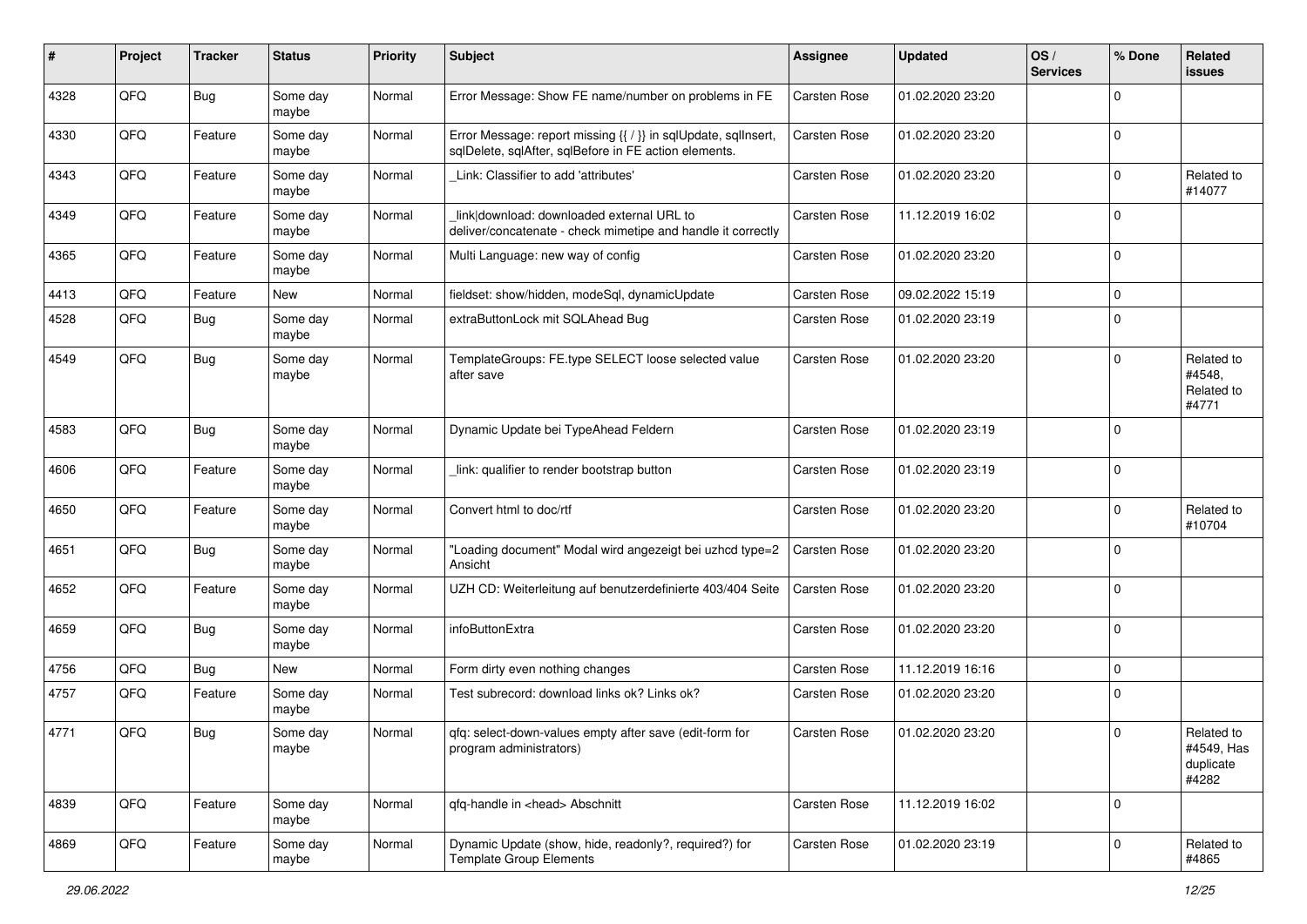| # | Project | Tracker | Status | Priority | Subject | Assignee | Updated | OS / Services | % Done | Related issues |
|---|---|---|---|---|---|---|---|---|---|---|
| 4328 | QFQ | Bug | Some day maybe | Normal | Error Message: Show FE name/number on problems in FE | Carsten Rose | 01.02.2020 23:20 | | 0 | |
| 4330 | QFQ | Feature | Some day maybe | Normal | Error Message: report missing {{ / }} in sqlUpdate, sqlInsert, sqlDelete, sqlAfter, sqlBefore in FE action elements. | Carsten Rose | 01.02.2020 23:20 | | 0 | |
| 4343 | QFQ | Feature | Some day maybe | Normal | _Link: Classifier to add 'attributes' | Carsten Rose | 01.02.2020 23:20 | | 0 | Related to #14077 |
| 4349 | QFQ | Feature | Some day maybe | Normal | _link\|download: downloaded external URL to deliver/concatenate - check mimetipe and handle it correctly | Carsten Rose | 11.12.2019 16:02 | | 0 | |
| 4365 | QFQ | Feature | Some day maybe | Normal | Multi Language: new way of config | Carsten Rose | 01.02.2020 23:20 | | 0 | |
| 4413 | QFQ | Feature | New | Normal | fieldset: show/hidden, modeSql, dynamicUpdate | Carsten Rose | 09.02.2022 15:19 | | 0 | |
| 4528 | QFQ | Bug | Some day maybe | Normal | extraButtonLock mit SQLAhead Bug | Carsten Rose | 01.02.2020 23:19 | | 0 | |
| 4549 | QFQ | Bug | Some day maybe | Normal | TemplateGroups: FE.type SELECT loose selected value after save | Carsten Rose | 01.02.2020 23:20 | | 0 | Related to #4548, Related to #4771 |
| 4583 | QFQ | Bug | Some day maybe | Normal | Dynamic Update bei TypeAhead Feldern | Carsten Rose | 01.02.2020 23:19 | | 0 | |
| 4606 | QFQ | Feature | Some day maybe | Normal | _link: qualifier to render bootstrap button | Carsten Rose | 01.02.2020 23:19 | | 0 | |
| 4650 | QFQ | Feature | Some day maybe | Normal | Convert html to doc/rtf | Carsten Rose | 01.02.2020 23:20 | | 0 | Related to #10704 |
| 4651 | QFQ | Bug | Some day maybe | Normal | "Loading document" Modal wird angezeigt bei uzhcd type=2 Ansicht | Carsten Rose | 01.02.2020 23:20 | | 0 | |
| 4652 | QFQ | Feature | Some day maybe | Normal | UZH CD: Weiterleitung auf benutzerdefinierte 403/404 Seite | Carsten Rose | 01.02.2020 23:20 | | 0 | |
| 4659 | QFQ | Bug | Some day maybe | Normal | infoButtonExtra | Carsten Rose | 01.02.2020 23:20 | | 0 | |
| 4756 | QFQ | Bug | New | Normal | Form dirty even nothing changes | Carsten Rose | 11.12.2019 16:16 | | 0 | |
| 4757 | QFQ | Feature | Some day maybe | Normal | Test subrecord: download links ok? Links ok? | Carsten Rose | 01.02.2020 23:20 | | 0 | |
| 4771 | QFQ | Bug | Some day maybe | Normal | qfq: select-down-values empty after save (edit-form for program administrators) | Carsten Rose | 01.02.2020 23:20 | | 0 | Related to #4549, Has duplicate #4282 |
| 4839 | QFQ | Feature | Some day maybe | Normal | qfq-handle in <head> Abschnitt | Carsten Rose | 11.12.2019 16:02 | | 0 | |
| 4869 | QFQ | Feature | Some day maybe | Normal | Dynamic Update (show, hide, readonly?, required?) for Template Group Elements | Carsten Rose | 01.02.2020 23:19 | | 0 | Related to #4865 |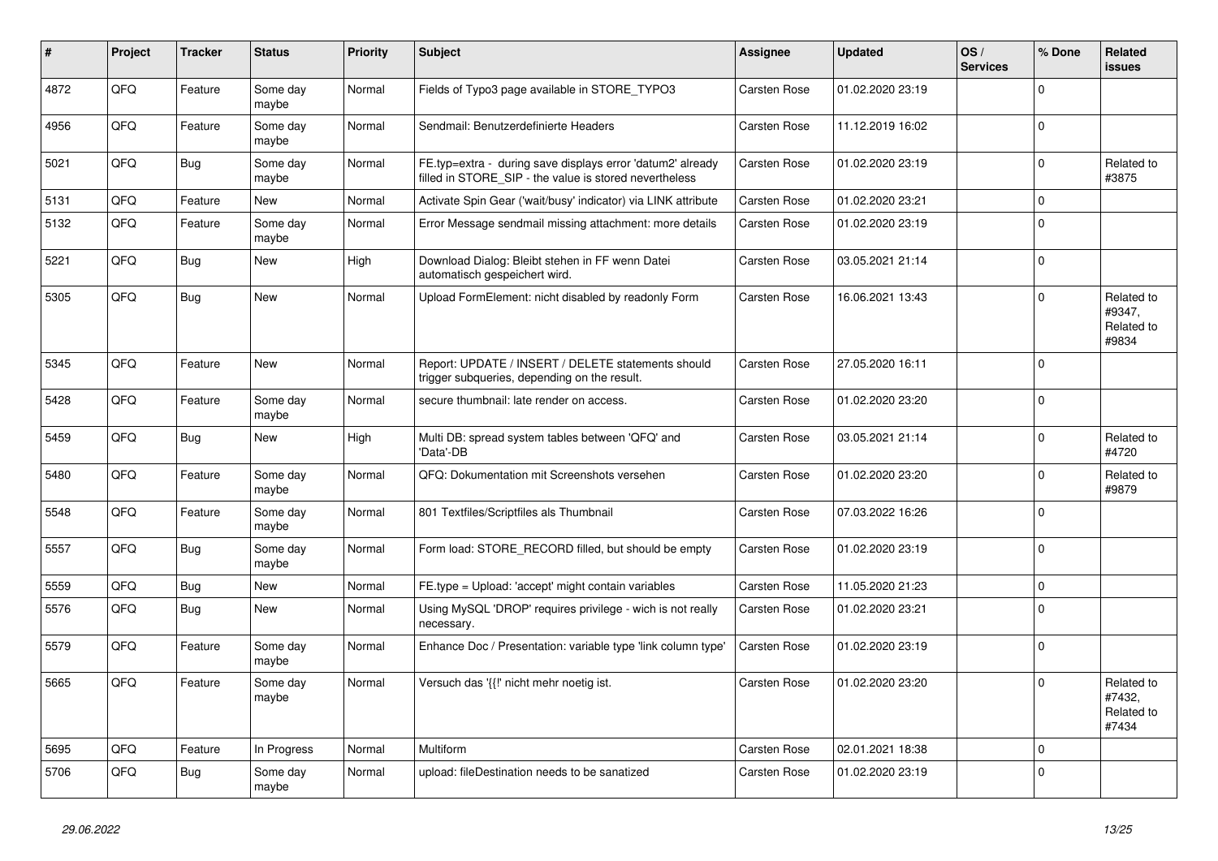| # | Project | Tracker | Status | Priority | Subject | Assignee | Updated | OS / Services | % Done | Related issues |
|---|---|---|---|---|---|---|---|---|---|---|
| 4872 | QFQ | Feature | Some day maybe | Normal | Fields of Typo3 page available in STORE_TYPO3 | Carsten Rose | 01.02.2020 23:19 | | 0 | |
| 4956 | QFQ | Feature | Some day maybe | Normal | Sendmail: Benutzerdefinierte Headers | Carsten Rose | 11.12.2019 16:02 | | 0 | |
| 5021 | QFQ | Bug | Some day maybe | Normal | FE.typ=extra - during save displays error 'datum2' already filled in STORE_SIP - the value is stored nevertheless | Carsten Rose | 01.02.2020 23:19 | | 0 | Related to #3875 |
| 5131 | QFQ | Feature | New | Normal | Activate Spin Gear ('wait/busy' indicator) via LINK attribute | Carsten Rose | 01.02.2020 23:21 | | 0 | |
| 5132 | QFQ | Feature | Some day maybe | Normal | Error Message sendmail missing attachment: more details | Carsten Rose | 01.02.2020 23:19 | | 0 | |
| 5221 | QFQ | Bug | New | High | Download Dialog: Bleibt stehen in FF wenn Datei automatisch gespeichert wird. | Carsten Rose | 03.05.2021 21:14 | | 0 | |
| 5305 | QFQ | Bug | New | Normal | Upload FormElement: nicht disabled by readonly Form | Carsten Rose | 16.06.2021 13:43 | | 0 | Related to #9347, Related to #9834 |
| 5345 | QFQ | Feature | New | Normal | Report: UPDATE / INSERT / DELETE statements should trigger subqueries, depending on the result. | Carsten Rose | 27.05.2020 16:11 | | 0 | |
| 5428 | QFQ | Feature | Some day maybe | Normal | secure thumbnail: late render on access. | Carsten Rose | 01.02.2020 23:20 | | 0 | |
| 5459 | QFQ | Bug | New | High | Multi DB: spread system tables between 'QFQ' and 'Data'-DB | Carsten Rose | 03.05.2021 21:14 | | 0 | Related to #4720 |
| 5480 | QFQ | Feature | Some day maybe | Normal | QFQ: Dokumentation mit Screenshots versehen | Carsten Rose | 01.02.2020 23:20 | | 0 | Related to #9879 |
| 5548 | QFQ | Feature | Some day maybe | Normal | 801 Textfiles/Scriptfiles als Thumbnail | Carsten Rose | 07.03.2022 16:26 | | 0 | |
| 5557 | QFQ | Bug | Some day maybe | Normal | Form load: STORE_RECORD filled, but should be empty | Carsten Rose | 01.02.2020 23:19 | | 0 | |
| 5559 | QFQ | Bug | New | Normal | FE.type = Upload: 'accept' might contain variables | Carsten Rose | 11.05.2020 21:23 | | 0 | |
| 5576 | QFQ | Bug | New | Normal | Using MySQL 'DROP' requires privilege - wich is not really necessary. | Carsten Rose | 01.02.2020 23:21 | | 0 | |
| 5579 | QFQ | Feature | Some day maybe | Normal | Enhance Doc / Presentation: variable type 'link column type' | Carsten Rose | 01.02.2020 23:19 | | 0 | |
| 5665 | QFQ | Feature | Some day maybe | Normal | Versuch das '{{!' nicht mehr noetig ist. | Carsten Rose | 01.02.2020 23:20 | | 0 | Related to #7432, Related to #7434 |
| 5695 | QFQ | Feature | In Progress | Normal | Multiform | Carsten Rose | 02.01.2021 18:38 | | 0 | |
| 5706 | QFQ | Bug | Some day maybe | Normal | upload: fileDestination needs to be sanatized | Carsten Rose | 01.02.2020 23:19 | | 0 | |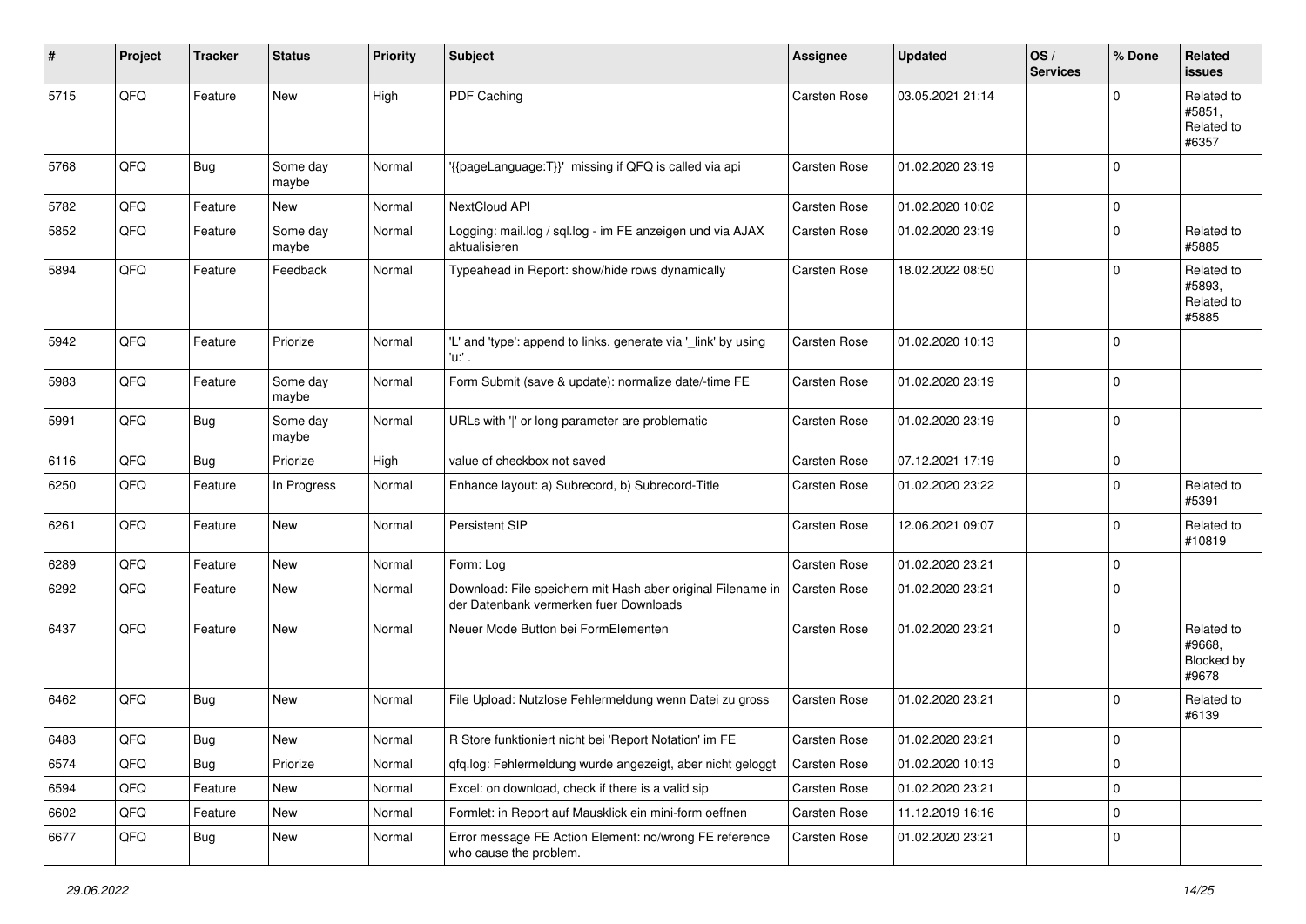| # | Project | Tracker | Status | Priority | Subject | Assignee | Updated | OS / Services | % Done | Related issues |
|---|---|---|---|---|---|---|---|---|---|---|
| 5715 | QFQ | Feature | New | High | PDF Caching | Carsten Rose | 03.05.2021 21:14 | | 0 | Related to #5851, Related to #6357 |
| 5768 | QFQ | Bug | Some day maybe | Normal | '{{pageLanguage:T}}' missing if QFQ is called via api | Carsten Rose | 01.02.2020 23:19 | | 0 | |
| 5782 | QFQ | Feature | New | Normal | NextCloud API | Carsten Rose | 01.02.2020 10:02 | | 0 | |
| 5852 | QFQ | Feature | Some day maybe | Normal | Logging: mail.log / sql.log - im FE anzeigen und via AJAX aktualisieren | Carsten Rose | 01.02.2020 23:19 | | 0 | Related to #5885 |
| 5894 | QFQ | Feature | Feedback | Normal | Typeahead in Report: show/hide rows dynamically | Carsten Rose | 18.02.2022 08:50 | | 0 | Related to #5893, Related to #5885 |
| 5942 | QFQ | Feature | Priorize | Normal | 'L' and 'type': append to links, generate via '_link' by using 'u:' . | Carsten Rose | 01.02.2020 10:13 | | 0 | |
| 5983 | QFQ | Feature | Some day maybe | Normal | Form Submit (save & update): normalize date/-time FE | Carsten Rose | 01.02.2020 23:19 | | 0 | |
| 5991 | QFQ | Bug | Some day maybe | Normal | URLs with '\|' or long parameter are problematic | Carsten Rose | 01.02.2020 23:19 | | 0 | |
| 6116 | QFQ | Bug | Priorize | High | value of checkbox not saved | Carsten Rose | 07.12.2021 17:19 | | 0 | |
| 6250 | QFQ | Feature | In Progress | Normal | Enhance layout: a) Subrecord, b) Subrecord-Title | Carsten Rose | 01.02.2020 23:22 | | 0 | Related to #5391 |
| 6261 | QFQ | Feature | New | Normal | Persistent SIP | Carsten Rose | 12.06.2021 09:07 | | 0 | Related to #10819 |
| 6289 | QFQ | Feature | New | Normal | Form: Log | Carsten Rose | 01.02.2020 23:21 | | 0 | |
| 6292 | QFQ | Feature | New | Normal | Download: File speichern mit Hash aber original Filename in der Datenbank vermerken fuer Downloads | Carsten Rose | 01.02.2020 23:21 | | 0 | |
| 6437 | QFQ | Feature | New | Normal | Neuer Mode Button bei FormElementen | Carsten Rose | 01.02.2020 23:21 | | 0 | Related to #9668, Blocked by #9678 |
| 6462 | QFQ | Bug | New | Normal | File Upload: Nutzlose Fehlermeldung wenn Datei zu gross | Carsten Rose | 01.02.2020 23:21 | | 0 | Related to #6139 |
| 6483 | QFQ | Bug | New | Normal | R Store funktioniert nicht bei 'Report Notation' im FE | Carsten Rose | 01.02.2020 23:21 | | 0 | |
| 6574 | QFQ | Bug | Priorize | Normal | qfq.log: Fehlermeldung wurde angezeigt, aber nicht geloggt | Carsten Rose | 01.02.2020 10:13 | | 0 | |
| 6594 | QFQ | Feature | New | Normal | Excel: on download, check if there is a valid sip | Carsten Rose | 01.02.2020 23:21 | | 0 | |
| 6602 | QFQ | Feature | New | Normal | Formlet: in Report auf Mausklick ein mini-form oeffnen | Carsten Rose | 11.12.2019 16:16 | | 0 | |
| 6677 | QFQ | Bug | New | Normal | Error message FE Action Element: no/wrong FE reference who cause the problem. | Carsten Rose | 01.02.2020 23:21 | | 0 | |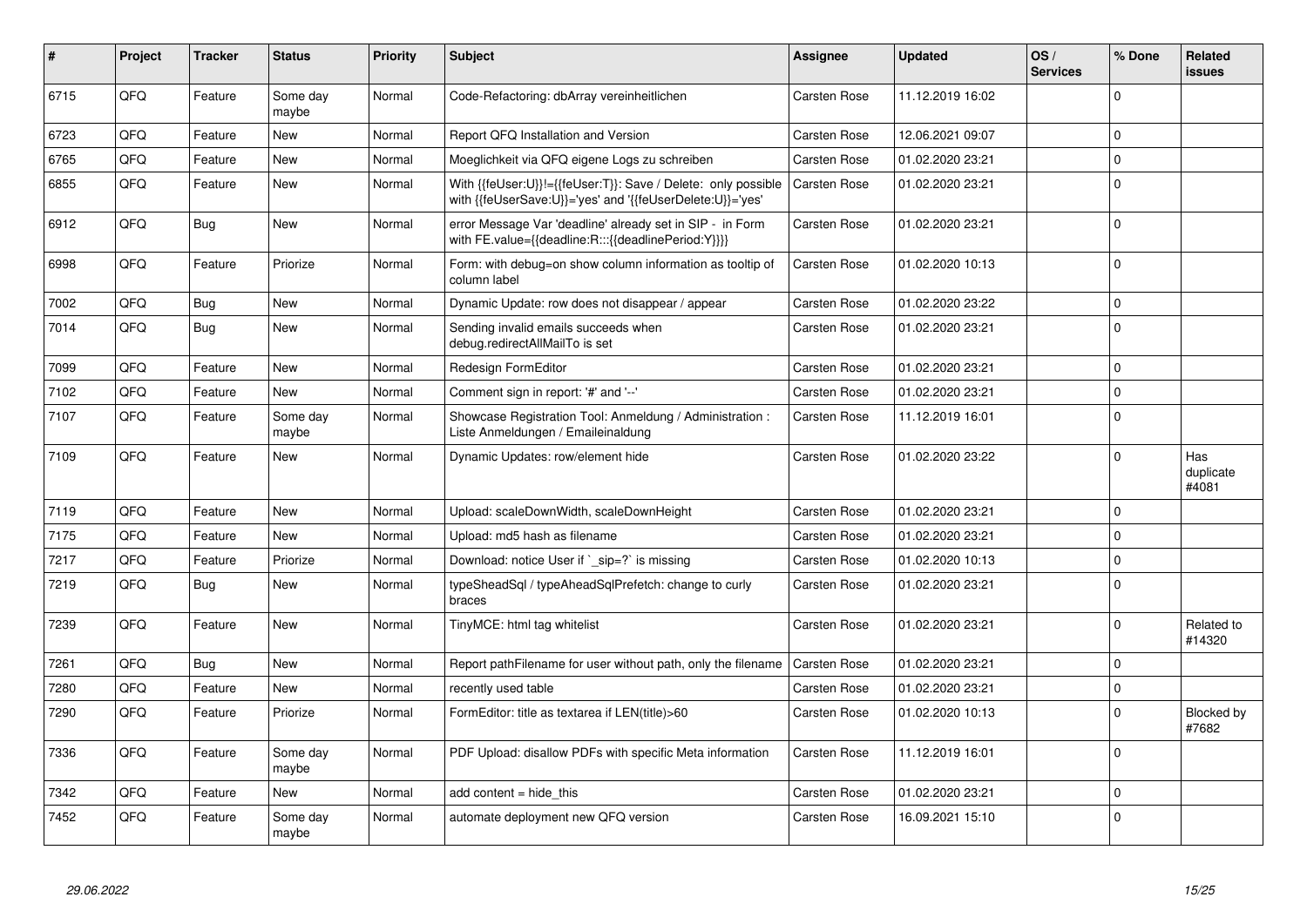| # | Project | Tracker | Status | Priority | Subject | Assignee | Updated | OS / Services | % Done | Related issues |
|---|---|---|---|---|---|---|---|---|---|---|
| 6715 | QFQ | Feature | Some day maybe | Normal | Code-Refactoring: dbArray vereinheitlichen | Carsten Rose | 11.12.2019 16:02 | | 0 | |
| 6723 | QFQ | Feature | New | Normal | Report QFQ Installation and Version | Carsten Rose | 12.06.2021 09:07 | | 0 | |
| 6765 | QFQ | Feature | New | Normal | Moeglichkeit via QFQ eigene Logs zu schreiben | Carsten Rose | 01.02.2020 23:21 | | 0 | |
| 6855 | QFQ | Feature | New | Normal | With {{feUser:U}}!={{feUser:T}}: Save / Delete: only possible with {{feUserSave:U}}='yes' and '{{feUserDelete:U}}='yes' | Carsten Rose | 01.02.2020 23:21 | | 0 | |
| 6912 | QFQ | Bug | New | Normal | error Message Var 'deadline' already set in SIP - in Form with FE.value={{deadline:R:::{{deadlinePeriod:Y}}}} | Carsten Rose | 01.02.2020 23:21 | | 0 | |
| 6998 | QFQ | Feature | Priorize | Normal | Form: with debug=on show column information as tooltip of column label | Carsten Rose | 01.02.2020 10:13 | | 0 | |
| 7002 | QFQ | Bug | New | Normal | Dynamic Update: row does not disappear / appear | Carsten Rose | 01.02.2020 23:22 | | 0 | |
| 7014 | QFQ | Bug | New | Normal | Sending invalid emails succeeds when debug.redirectAllMailTo is set | Carsten Rose | 01.02.2020 23:21 | | 0 | |
| 7099 | QFQ | Feature | New | Normal | Redesign FormEditor | Carsten Rose | 01.02.2020 23:21 | | 0 | |
| 7102 | QFQ | Feature | New | Normal | Comment sign in report: '#' and '--' | Carsten Rose | 01.02.2020 23:21 | | 0 | |
| 7107 | QFQ | Feature | Some day maybe | Normal | Showcase Registration Tool: Anmeldung / Administration : Liste Anmeldungen / Emaileinaldung | Carsten Rose | 11.12.2019 16:01 | | 0 | |
| 7109 | QFQ | Feature | New | Normal | Dynamic Updates: row/element hide | Carsten Rose | 01.02.2020 23:22 | | 0 | Has duplicate #4081 |
| 7119 | QFQ | Feature | New | Normal | Upload: scaleDownWidth, scaleDownHeight | Carsten Rose | 01.02.2020 23:21 | | 0 | |
| 7175 | QFQ | Feature | New | Normal | Upload: md5 hash as filename | Carsten Rose | 01.02.2020 23:21 | | 0 | |
| 7217 | QFQ | Feature | Priorize | Normal | Download: notice User if `_sip=?` is missing | Carsten Rose | 01.02.2020 10:13 | | 0 | |
| 7219 | QFQ | Bug | New | Normal | typeSheadSql / typeAheadSqlPrefetch: change to curly braces | Carsten Rose | 01.02.2020 23:21 | | 0 | |
| 7239 | QFQ | Feature | New | Normal | TinyMCE: html tag whitelist | Carsten Rose | 01.02.2020 23:21 | | 0 | Related to #14320 |
| 7261 | QFQ | Bug | New | Normal | Report pathFilename for user without path, only the filename | Carsten Rose | 01.02.2020 23:21 | | 0 | |
| 7280 | QFQ | Feature | New | Normal | recently used table | Carsten Rose | 01.02.2020 23:21 | | 0 | |
| 7290 | QFQ | Feature | Priorize | Normal | FormEditor: title as textarea if LEN(title)>60 | Carsten Rose | 01.02.2020 10:13 | | 0 | Blocked by #7682 |
| 7336 | QFQ | Feature | Some day maybe | Normal | PDF Upload: disallow PDFs with specific Meta information | Carsten Rose | 11.12.2019 16:01 | | 0 | |
| 7342 | QFQ | Feature | New | Normal | add content = hide_this | Carsten Rose | 01.02.2020 23:21 | | 0 | |
| 7452 | QFQ | Feature | Some day maybe | Normal | automate deployment new QFQ version | Carsten Rose | 16.09.2021 15:10 | | 0 | |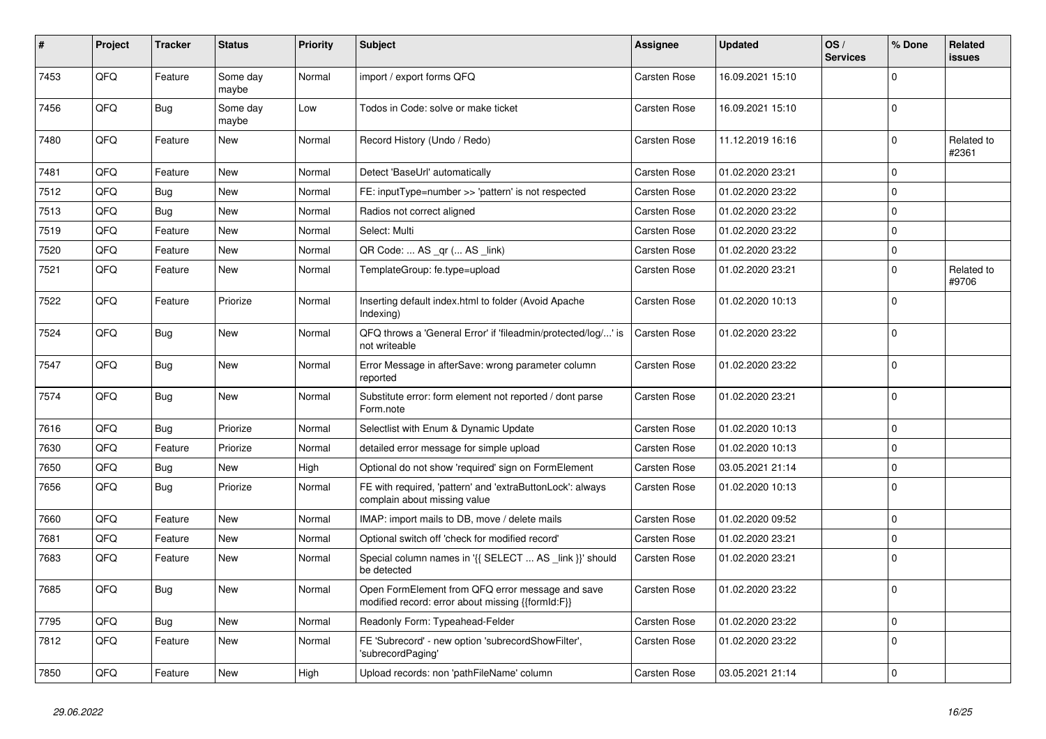| # | Project | Tracker | Status | Priority | Subject | Assignee | Updated | OS / Services | % Done | Related issues |
|---|---|---|---|---|---|---|---|---|---|---|
| 7453 | QFQ | Feature | Some day maybe | Normal | import / export forms QFQ | Carsten Rose | 16.09.2021 15:10 | | 0 | |
| 7456 | QFQ | Bug | Some day maybe | Low | Todos in Code: solve or make ticket | Carsten Rose | 16.09.2021 15:10 | | 0 | |
| 7480 | QFQ | Feature | New | Normal | Record History (Undo / Redo) | Carsten Rose | 11.12.2019 16:16 | | 0 | Related to #2361 |
| 7481 | QFQ | Feature | New | Normal | Detect 'BaseUrl' automatically | Carsten Rose | 01.02.2020 23:21 | | 0 | |
| 7512 | QFQ | Bug | New | Normal | FE: inputType=number >> 'pattern' is not respected | Carsten Rose | 01.02.2020 23:22 | | 0 | |
| 7513 | QFQ | Bug | New | Normal | Radios not correct aligned | Carsten Rose | 01.02.2020 23:22 | | 0 | |
| 7519 | QFQ | Feature | New | Normal | Select: Multi | Carsten Rose | 01.02.2020 23:22 | | 0 | |
| 7520 | QFQ | Feature | New | Normal | QR Code: ... AS _qr ( ... AS _link) | Carsten Rose | 01.02.2020 23:22 | | 0 | |
| 7521 | QFQ | Feature | New | Normal | TemplateGroup: fe.type=upload | Carsten Rose | 01.02.2020 23:21 | | 0 | Related to #9706 |
| 7522 | QFQ | Feature | Priorize | Normal | Inserting default index.html to folder (Avoid Apache Indexing) | Carsten Rose | 01.02.2020 10:13 | | 0 | |
| 7524 | QFQ | Bug | New | Normal | QFQ throws a 'General Error' if 'fileadmin/protected/log/...' is not writeable | Carsten Rose | 01.02.2020 23:22 | | 0 | |
| 7547 | QFQ | Bug | New | Normal | Error Message in afterSave: wrong parameter column reported | Carsten Rose | 01.02.2020 23:22 | | 0 | |
| 7574 | QFQ | Bug | New | Normal | Substitute error: form element not reported / dont parse Form.note | Carsten Rose | 01.02.2020 23:21 | | 0 | |
| 7616 | QFQ | Bug | Priorize | Normal | Selectlist with Enum & Dynamic Update | Carsten Rose | 01.02.2020 10:13 | | 0 | |
| 7630 | QFQ | Feature | Priorize | Normal | detailed error message for simple upload | Carsten Rose | 01.02.2020 10:13 | | 0 | |
| 7650 | QFQ | Bug | New | High | Optional do not show 'required' sign on FormElement | Carsten Rose | 03.05.2021 21:14 | | 0 | |
| 7656 | QFQ | Bug | Priorize | Normal | FE with required, 'pattern' and 'extraButtonLock': always complain about missing value | Carsten Rose | 01.02.2020 10:13 | | 0 | |
| 7660 | QFQ | Feature | New | Normal | IMAP: import mails to DB, move / delete mails | Carsten Rose | 01.02.2020 09:52 | | 0 | |
| 7681 | QFQ | Feature | New | Normal | Optional switch off 'check for modified record' | Carsten Rose | 01.02.2020 23:21 | | 0 | |
| 7683 | QFQ | Feature | New | Normal | Special column names in '{{ SELECT ... AS _link }}' should be detected | Carsten Rose | 01.02.2020 23:21 | | 0 | |
| 7685 | QFQ | Bug | New | Normal | Open FormElement from QFQ error message and save modified record: error about missing {{formId:F}} | Carsten Rose | 01.02.2020 23:22 | | 0 | |
| 7795 | QFQ | Bug | New | Normal | Readonly Form: Typeahead-Felder | Carsten Rose | 01.02.2020 23:22 | | 0 | |
| 7812 | QFQ | Feature | New | Normal | FE 'Subrecord' - new option 'subrecordShowFilter', 'subrecordPaging' | Carsten Rose | 01.02.2020 23:22 | | 0 | |
| 7850 | QFQ | Feature | New | High | Upload records: non 'pathFileName' column | Carsten Rose | 03.05.2021 21:14 | | 0 | |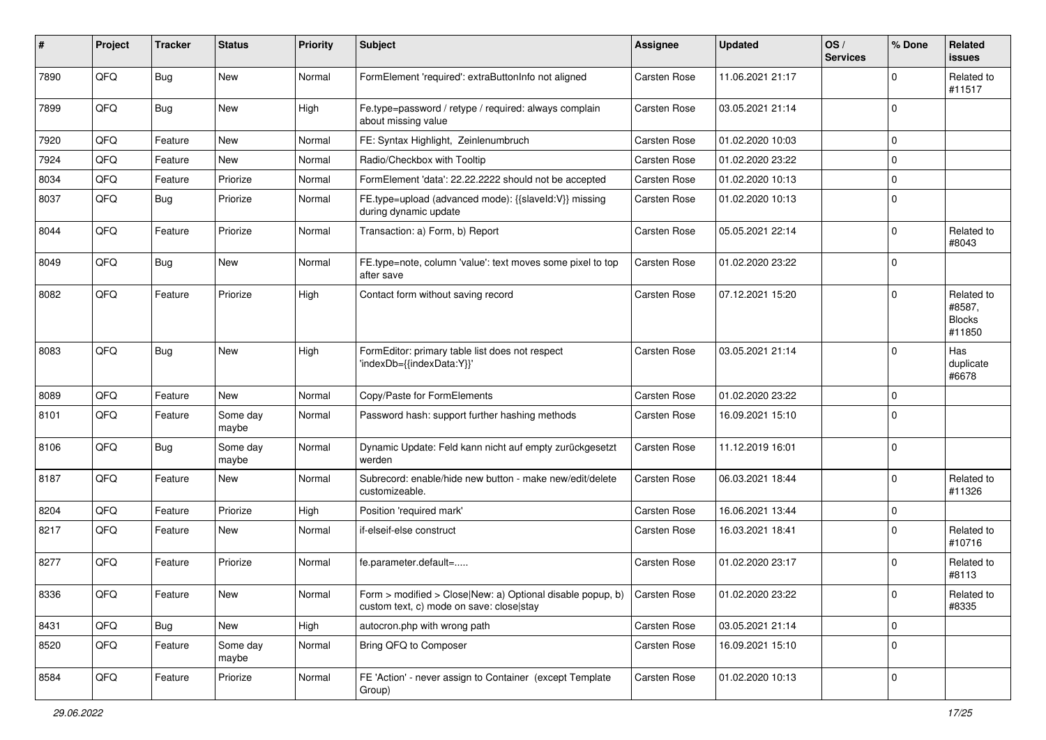| # | Project | Tracker | Status | Priority | Subject | Assignee | Updated | OS / Services | % Done | Related issues |
|---|---|---|---|---|---|---|---|---|---|---|
| 7890 | QFQ | Bug | New | Normal | FormElement 'required': extraButtonInfo not aligned | Carsten Rose | 11.06.2021 21:17 | | 0 | Related to #11517 |
| 7899 | QFQ | Bug | New | High | Fe.type=password / retype / required: always complain about missing value | Carsten Rose | 03.05.2021 21:14 | | 0 | |
| 7920 | QFQ | Feature | New | Normal | FE: Syntax Highlight, Zeinlenumbruch | Carsten Rose | 01.02.2020 10:03 | | 0 | |
| 7924 | QFQ | Feature | New | Normal | Radio/Checkbox with Tooltip | Carsten Rose | 01.02.2020 23:22 | | 0 | |
| 8034 | QFQ | Feature | Priorize | Normal | FormElement 'data': 22.22.2222 should not be accepted | Carsten Rose | 01.02.2020 10:13 | | 0 | |
| 8037 | QFQ | Bug | Priorize | Normal | FE.type=upload (advanced mode): {{slaveId:V}} missing during dynamic update | Carsten Rose | 01.02.2020 10:13 | | 0 | |
| 8044 | QFQ | Feature | Priorize | Normal | Transaction: a) Form, b) Report | Carsten Rose | 05.05.2021 22:14 | | 0 | Related to #8043 |
| 8049 | QFQ | Bug | New | Normal | FE.type=note, column 'value': text moves some pixel to top after save | Carsten Rose | 01.02.2020 23:22 | | 0 | |
| 8082 | QFQ | Feature | Priorize | High | Contact form without saving record | Carsten Rose | 07.12.2021 15:20 | | 0 | Related to #8587, Blocks #11850 |
| 8083 | QFQ | Bug | New | High | FormEditor: primary table list does not respect 'indexDb={{indexData:Y}}' | Carsten Rose | 03.05.2021 21:14 | | 0 | Has duplicate #6678 |
| 8089 | QFQ | Feature | New | Normal | Copy/Paste for FormElements | Carsten Rose | 01.02.2020 23:22 | | 0 | |
| 8101 | QFQ | Feature | Some day maybe | Normal | Password hash: support further hashing methods | Carsten Rose | 16.09.2021 15:10 | | 0 | |
| 8106 | QFQ | Bug | Some day maybe | Normal | Dynamic Update: Feld kann nicht auf empty zurückgesetzt werden | Carsten Rose | 11.12.2019 16:01 | | 0 | |
| 8187 | QFQ | Feature | New | Normal | Subrecord: enable/hide new button - make new/edit/delete customizeable. | Carsten Rose | 06.03.2021 18:44 | | 0 | Related to #11326 |
| 8204 | QFQ | Feature | Priorize | High | Position 'required mark' | Carsten Rose | 16.06.2021 13:44 | | 0 | |
| 8217 | QFQ | Feature | New | Normal | if-elseif-else construct | Carsten Rose | 16.03.2021 18:41 | | 0 | Related to #10716 |
| 8277 | QFQ | Feature | Priorize | Normal | fe.parameter.default=..... | Carsten Rose | 01.02.2020 23:17 | | 0 | Related to #8113 |
| 8336 | QFQ | Feature | New | Normal | Form > modified > Close\|New: a) Optional disable popup, b) custom text, c) mode on save: close\|stay | Carsten Rose | 01.02.2020 23:22 | | 0 | Related to #8335 |
| 8431 | QFQ | Bug | New | High | autocron.php with wrong path | Carsten Rose | 03.05.2021 21:14 | | 0 | |
| 8520 | QFQ | Feature | Some day maybe | Normal | Bring QFQ to Composer | Carsten Rose | 16.09.2021 15:10 | | 0 | |
| 8584 | QFQ | Feature | Priorize | Normal | FE 'Action' - never assign to Container (except Template Group) | Carsten Rose | 01.02.2020 10:13 | | 0 | |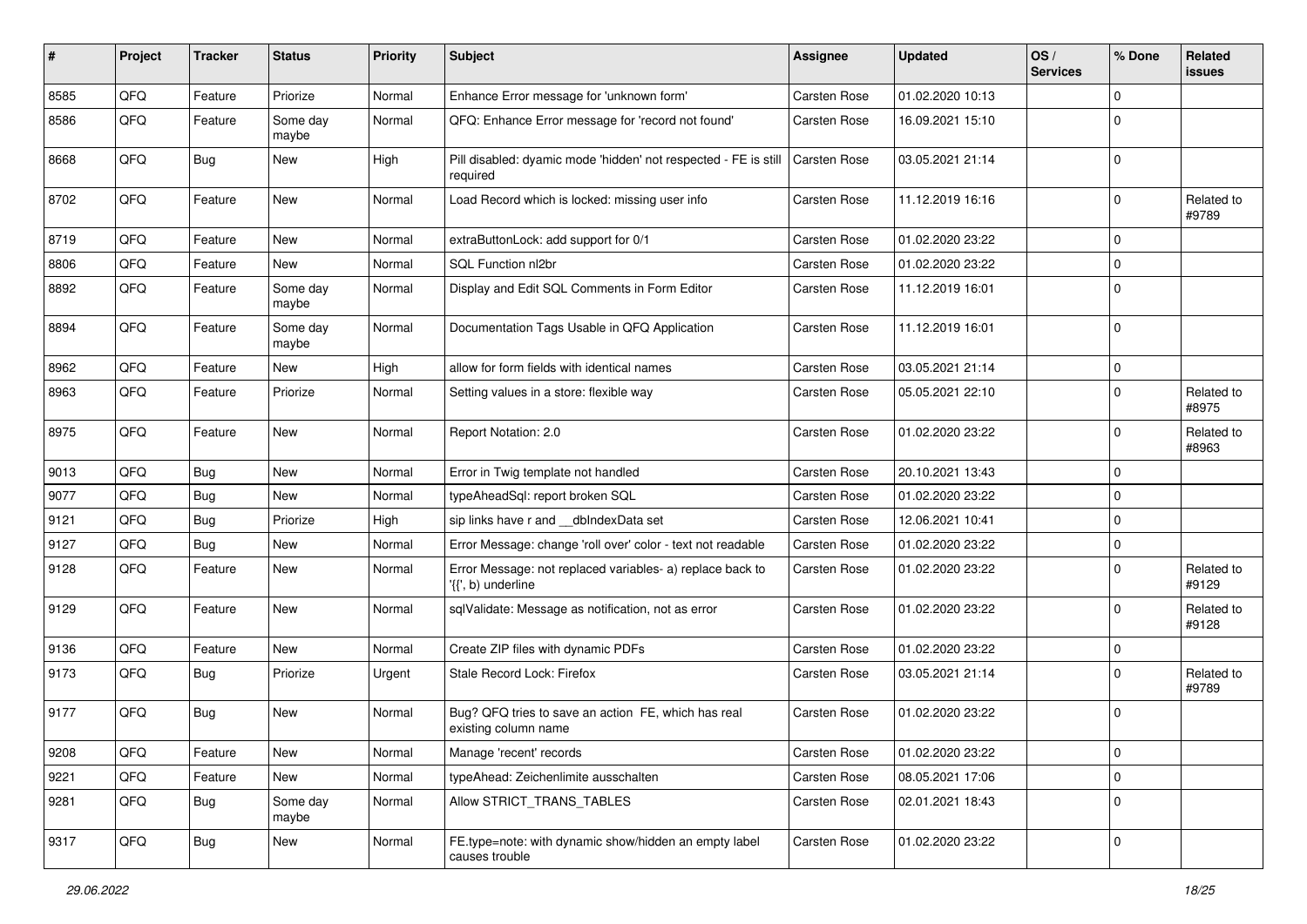| # | Project | Tracker | Status | Priority | Subject | Assignee | Updated | OS / Services | % Done | Related issues |
|---|---|---|---|---|---|---|---|---|---|---|
| 8585 | QFQ | Feature | Priorize | Normal | Enhance Error message for 'unknown form' | Carsten Rose | 01.02.2020 10:13 | | 0 | |
| 8586 | QFQ | Feature | Some day maybe | Normal | QFQ: Enhance Error message for 'record not found' | Carsten Rose | 16.09.2021 15:10 | | 0 | |
| 8668 | QFQ | Bug | New | High | Pill disabled: dyamic mode 'hidden' not respected - FE is still required | Carsten Rose | 03.05.2021 21:14 | | 0 | |
| 8702 | QFQ | Feature | New | Normal | Load Record which is locked: missing user info | Carsten Rose | 11.12.2019 16:16 | | 0 | Related to #9789 |
| 8719 | QFQ | Feature | New | Normal | extraButtonLock: add support for 0/1 | Carsten Rose | 01.02.2020 23:22 | | 0 | |
| 8806 | QFQ | Feature | New | Normal | SQL Function nl2br | Carsten Rose | 01.02.2020 23:22 | | 0 | |
| 8892 | QFQ | Feature | Some day maybe | Normal | Display and Edit SQL Comments in Form Editor | Carsten Rose | 11.12.2019 16:01 | | 0 | |
| 8894 | QFQ | Feature | Some day maybe | Normal | Documentation Tags Usable in QFQ Application | Carsten Rose | 11.12.2019 16:01 | | 0 | |
| 8962 | QFQ | Feature | New | High | allow for form fields with identical names | Carsten Rose | 03.05.2021 21:14 | | 0 | |
| 8963 | QFQ | Feature | Priorize | Normal | Setting values in a store: flexible way | Carsten Rose | 05.05.2021 22:10 | | 0 | Related to #8975 |
| 8975 | QFQ | Feature | New | Normal | Report Notation: 2.0 | Carsten Rose | 01.02.2020 23:22 | | 0 | Related to #8963 |
| 9013 | QFQ | Bug | New | Normal | Error in Twig template not handled | Carsten Rose | 20.10.2021 13:43 | | 0 | |
| 9077 | QFQ | Bug | New | Normal | typeAheadSql: report broken SQL | Carsten Rose | 01.02.2020 23:22 | | 0 | |
| 9121 | QFQ | Bug | Priorize | High | sip links have r and __dbIndexData set | Carsten Rose | 12.06.2021 10:41 | | 0 | |
| 9127 | QFQ | Bug | New | Normal | Error Message: change 'roll over' color - text not readable | Carsten Rose | 01.02.2020 23:22 | | 0 | |
| 9128 | QFQ | Feature | New | Normal | Error Message: not replaced variables- a) replace back to '{{', b) underline | Carsten Rose | 01.02.2020 23:22 | | 0 | Related to #9129 |
| 9129 | QFQ | Feature | New | Normal | sqlValidate: Message as notification, not as error | Carsten Rose | 01.02.2020 23:22 | | 0 | Related to #9128 |
| 9136 | QFQ | Feature | New | Normal | Create ZIP files with dynamic PDFs | Carsten Rose | 01.02.2020 23:22 | | 0 | |
| 9173 | QFQ | Bug | Priorize | Urgent | Stale Record Lock: Firefox | Carsten Rose | 03.05.2021 21:14 | | 0 | Related to #9789 |
| 9177 | QFQ | Bug | New | Normal | Bug? QFQ tries to save an action FE, which has real existing column name | Carsten Rose | 01.02.2020 23:22 | | 0 | |
| 9208 | QFQ | Feature | New | Normal | Manage 'recent' records | Carsten Rose | 01.02.2020 23:22 | | 0 | |
| 9221 | QFQ | Feature | New | Normal | typeAhead: Zeichenlimite ausschalten | Carsten Rose | 08.05.2021 17:06 | | 0 | |
| 9281 | QFQ | Bug | Some day maybe | Normal | Allow STRICT_TRANS_TABLES | Carsten Rose | 02.01.2021 18:43 | | 0 | |
| 9317 | QFQ | Bug | New | Normal | FE.type=note: with dynamic show/hidden an empty label causes trouble | Carsten Rose | 01.02.2020 23:22 | | 0 | |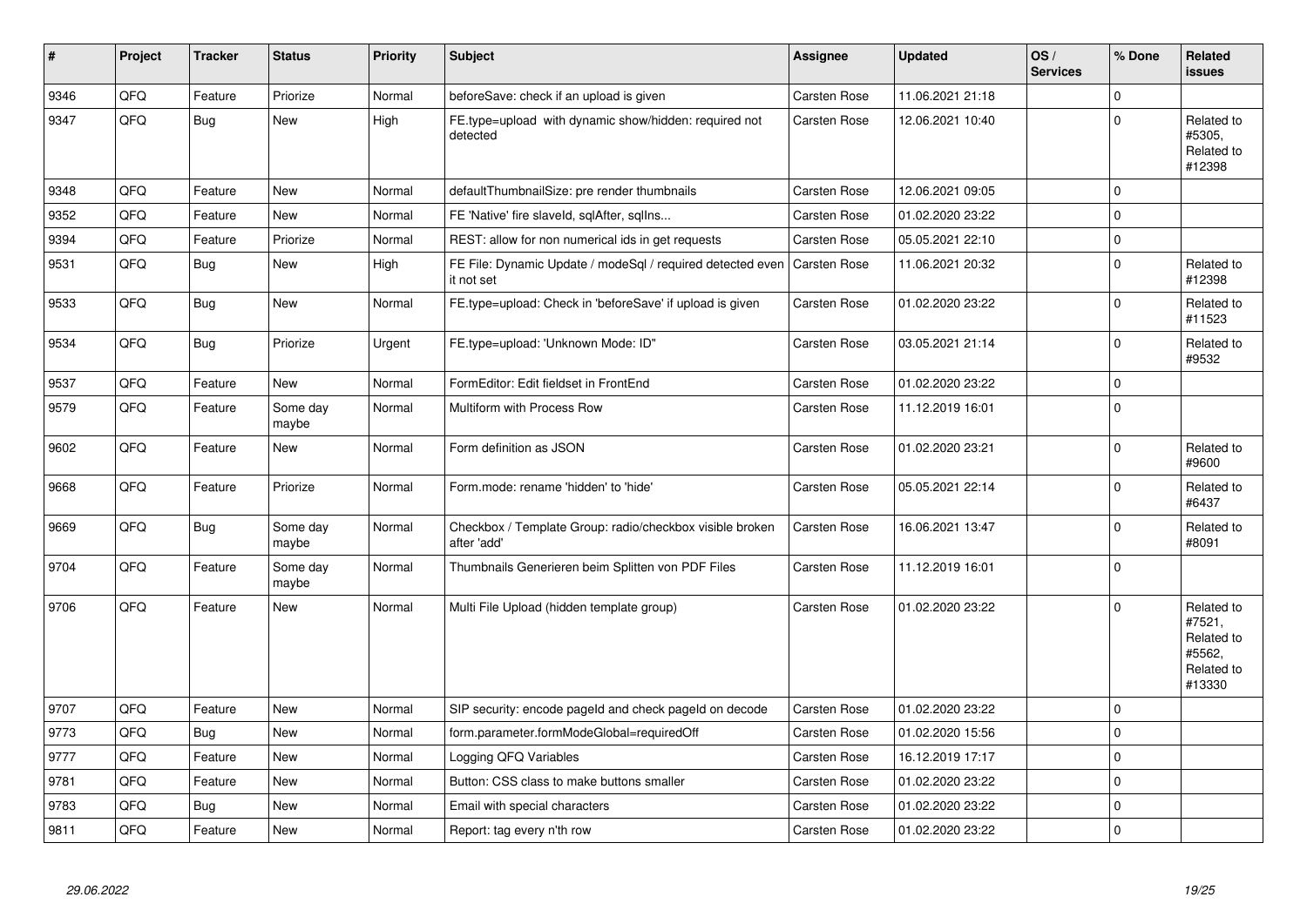| # | Project | Tracker | Status | Priority | Subject | Assignee | Updated | OS / Services | % Done | Related issues |
|---|---|---|---|---|---|---|---|---|---|---|
| 9346 | QFQ | Feature | Priorize | Normal | beforeSave: check if an upload is given | Carsten Rose | 11.06.2021 21:18 | | 0 | |
| 9347 | QFQ | Bug | New | High | FE.type=upload with dynamic show/hidden: required not detected | Carsten Rose | 12.06.2021 10:40 | | 0 | Related to #5305, Related to #12398 |
| 9348 | QFQ | Feature | New | Normal | defaultThumbnailSize: pre render thumbnails | Carsten Rose | 12.06.2021 09:05 | | 0 | |
| 9352 | QFQ | Feature | New | Normal | FE 'Native' fire slaveId, sqlAfter, sqlIns... | Carsten Rose | 01.02.2020 23:22 | | 0 | |
| 9394 | QFQ | Feature | Priorize | Normal | REST: allow for non numerical ids in get requests | Carsten Rose | 05.05.2021 22:10 | | 0 | |
| 9531 | QFQ | Bug | New | High | FE File: Dynamic Update / modeSql / required detected even it not set | Carsten Rose | 11.06.2021 20:32 | | 0 | Related to #12398 |
| 9533 | QFQ | Bug | New | Normal | FE.type=upload: Check in 'beforeSave' if upload is given | Carsten Rose | 01.02.2020 23:22 | | 0 | Related to #11523 |
| 9534 | QFQ | Bug | Priorize | Urgent | FE.type=upload: 'Unknown Mode: ID" | Carsten Rose | 03.05.2021 21:14 | | 0 | Related to #9532 |
| 9537 | QFQ | Feature | New | Normal | FormEditor: Edit fieldset in FrontEnd | Carsten Rose | 01.02.2020 23:22 | | 0 | |
| 9579 | QFQ | Feature | Some day maybe | Normal | Multiform with Process Row | Carsten Rose | 11.12.2019 16:01 | | 0 | |
| 9602 | QFQ | Feature | New | Normal | Form definition as JSON | Carsten Rose | 01.02.2020 23:21 | | 0 | Related to #9600 |
| 9668 | QFQ | Feature | Priorize | Normal | Form.mode: rename 'hidden' to 'hide' | Carsten Rose | 05.05.2021 22:14 | | 0 | Related to #6437 |
| 9669 | QFQ | Bug | Some day maybe | Normal | Checkbox / Template Group: radio/checkbox visible broken after 'add' | Carsten Rose | 16.06.2021 13:47 | | 0 | Related to #8091 |
| 9704 | QFQ | Feature | Some day maybe | Normal | Thumbnails Generieren beim Splitten von PDF Files | Carsten Rose | 11.12.2019 16:01 | | 0 | |
| 9706 | QFQ | Feature | New | Normal | Multi File Upload (hidden template group) | Carsten Rose | 01.02.2020 23:22 | | 0 | Related to #7521, Related to #5562, Related to #13330 |
| 9707 | QFQ | Feature | New | Normal | SIP security: encode pageId and check pageId on decode | Carsten Rose | 01.02.2020 23:22 | | 0 | |
| 9773 | QFQ | Bug | New | Normal | form.parameter.formModeGlobal=requiredOff | Carsten Rose | 01.02.2020 15:56 | | 0 | |
| 9777 | QFQ | Feature | New | Normal | Logging QFQ Variables | Carsten Rose | 16.12.2019 17:17 | | 0 | |
| 9781 | QFQ | Feature | New | Normal | Button: CSS class to make buttons smaller | Carsten Rose | 01.02.2020 23:22 | | 0 | |
| 9783 | QFQ | Bug | New | Normal | Email with special characters | Carsten Rose | 01.02.2020 23:22 | | 0 | |
| 9811 | QFQ | Feature | New | Normal | Report: tag every n'th row | Carsten Rose | 01.02.2020 23:22 | | 0 | |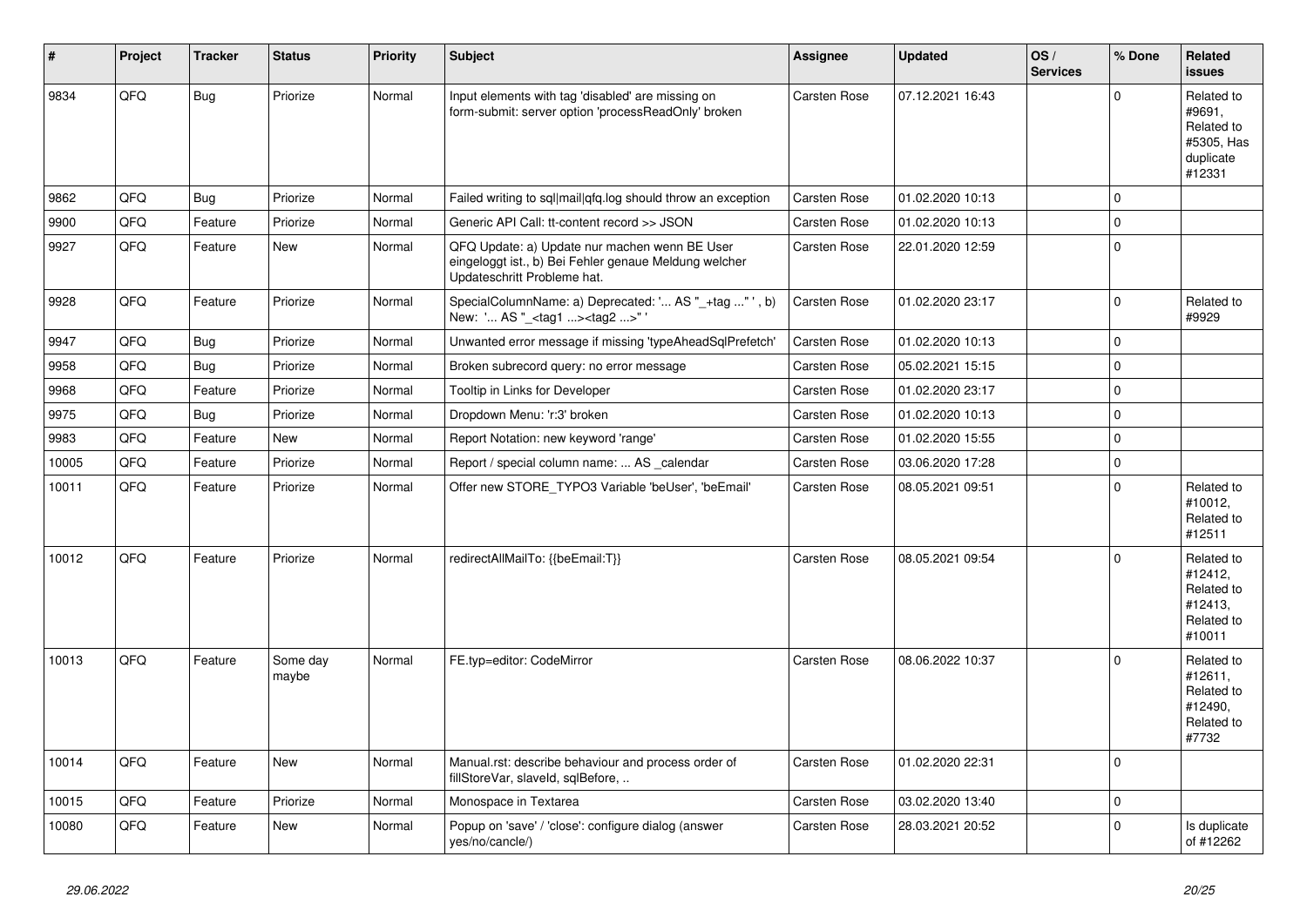| # | Project | Tracker | Status | Priority | Subject | Assignee | Updated | OS / Services | % Done | Related issues |
|---|---|---|---|---|---|---|---|---|---|---|
| 9834 | QFQ | Bug | Priorize | Normal | Input elements with tag 'disabled' are missing on form-submit: server option 'processReadOnly' broken | Carsten Rose | 07.12.2021 16:43 | | 0 | Related to #9691, Related to #5305, Has duplicate #12331 |
| 9862 | QFQ | Bug | Priorize | Normal | Failed writing to sql\|mail\|qfq.log should throw an exception | Carsten Rose | 01.02.2020 10:13 | | 0 | |
| 9900 | QFQ | Feature | Priorize | Normal | Generic API Call: tt-content record >> JSON | Carsten Rose | 01.02.2020 10:13 | | 0 | |
| 9927 | QFQ | Feature | New | Normal | QFQ Update: a) Update nur machen wenn BE User eingeloggt ist., b) Bei Fehler genaue Meldung welcher Updateschritt Probleme hat. | Carsten Rose | 22.01.2020 12:59 | | 0 | |
| 9928 | QFQ | Feature | Priorize | Normal | SpecialColumnName: a) Deprecated: '... AS "_+tag ..." ', b) New: '... AS "_<tag1 ...><tag2 ...>" ' | Carsten Rose | 01.02.2020 23:17 | | 0 | Related to #9929 |
| 9947 | QFQ | Bug | Priorize | Normal | Unwanted error message if missing 'typeAheadSqlPrefetch' | Carsten Rose | 01.02.2020 10:13 | | 0 | |
| 9958 | QFQ | Bug | Priorize | Normal | Broken subrecord query: no error message | Carsten Rose | 05.02.2021 15:15 | | 0 | |
| 9968 | QFQ | Feature | Priorize | Normal | Tooltip in Links for Developer | Carsten Rose | 01.02.2020 23:17 | | 0 | |
| 9975 | QFQ | Bug | Priorize | Normal | Dropdown Menu: 'r:3' broken | Carsten Rose | 01.02.2020 10:13 | | 0 | |
| 9983 | QFQ | Feature | New | Normal | Report Notation: new keyword 'range' | Carsten Rose | 01.02.2020 15:55 | | 0 | |
| 10005 | QFQ | Feature | Priorize | Normal | Report / special column name: ... AS _calendar | Carsten Rose | 03.06.2020 17:28 | | 0 | |
| 10011 | QFQ | Feature | Priorize | Normal | Offer new STORE_TYPO3 Variable 'beUser', 'beEmail' | Carsten Rose | 08.05.2021 09:51 | | 0 | Related to #10012, Related to #12511 |
| 10012 | QFQ | Feature | Priorize | Normal | redirectAllMailTo: {{beEmail:T}} | Carsten Rose | 08.05.2021 09:54 | | 0 | Related to #12412, Related to #12413, Related to #10011 |
| 10013 | QFQ | Feature | Some day maybe | Normal | FE.typ=editor: CodeMirror | Carsten Rose | 08.06.2022 10:37 | | 0 | Related to #12611, Related to #12490, Related to #7732 |
| 10014 | QFQ | Feature | New | Normal | Manual.rst: describe behaviour and process order of fillStoreVar, slaveId, sqlBefore, .. | Carsten Rose | 01.02.2020 22:31 | | 0 | |
| 10015 | QFQ | Feature | Priorize | Normal | Monospace in Textarea | Carsten Rose | 03.02.2020 13:40 | | 0 | |
| 10080 | QFQ | Feature | New | Normal | Popup on 'save' / 'close': configure dialog (answer yes/no/cancle/) | Carsten Rose | 28.03.2021 20:52 | | 0 | Is duplicate of #12262 |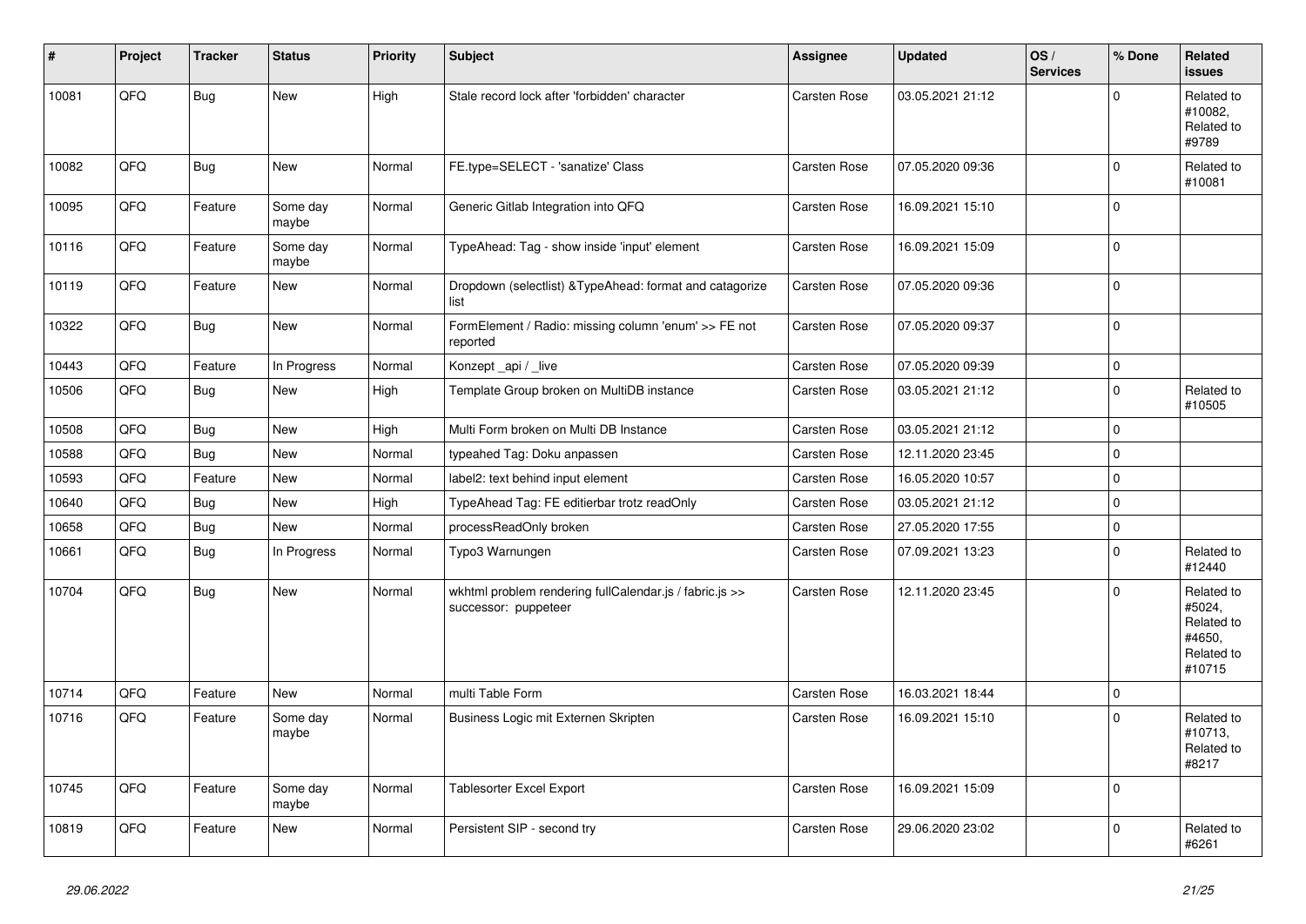| # | Project | Tracker | Status | Priority | Subject | Assignee | Updated | OS / Services | % Done | Related issues |
|---|---|---|---|---|---|---|---|---|---|---|
| 10081 | QFQ | Bug | New | High | Stale record lock after 'forbidden' character | Carsten Rose | 03.05.2021 21:12 | | 0 | Related to #10082, Related to #9789 |
| 10082 | QFQ | Bug | New | Normal | FE.type=SELECT - 'sanatize' Class | Carsten Rose | 07.05.2020 09:36 | | 0 | Related to #10081 |
| 10095 | QFQ | Feature | Some day maybe | Normal | Generic Gitlab Integration into QFQ | Carsten Rose | 16.09.2021 15:10 | | 0 | |
| 10116 | QFQ | Feature | Some day maybe | Normal | TypeAhead: Tag - show inside 'input' element | Carsten Rose | 16.09.2021 15:09 | | 0 | |
| 10119 | QFQ | Feature | New | Normal | Dropdown (selectlist) &TypeAhead: format and catagorize list | Carsten Rose | 07.05.2020 09:36 | | 0 | |
| 10322 | QFQ | Bug | New | Normal | FormElement / Radio: missing column 'enum' >> FE not reported | Carsten Rose | 07.05.2020 09:37 | | 0 | |
| 10443 | QFQ | Feature | In Progress | Normal | Konzept _api / _live | Carsten Rose | 07.05.2020 09:39 | | 0 | |
| 10506 | QFQ | Bug | New | High | Template Group broken on MultiDB instance | Carsten Rose | 03.05.2021 21:12 | | 0 | Related to #10505 |
| 10508 | QFQ | Bug | New | High | Multi Form broken on Multi DB Instance | Carsten Rose | 03.05.2021 21:12 | | 0 | |
| 10588 | QFQ | Bug | New | Normal | typeahed Tag: Doku anpassen | Carsten Rose | 12.11.2020 23:45 | | 0 | |
| 10593 | QFQ | Feature | New | Normal | label2: text behind input element | Carsten Rose | 16.05.2020 10:57 | | 0 | |
| 10640 | QFQ | Bug | New | High | TypeAhead Tag: FE editierbar trotz readOnly | Carsten Rose | 03.05.2021 21:12 | | 0 | |
| 10658 | QFQ | Bug | New | Normal | processReadOnly broken | Carsten Rose | 27.05.2020 17:55 | | 0 | |
| 10661 | QFQ | Bug | In Progress | Normal | Typo3 Warnungen | Carsten Rose | 07.09.2021 13:23 | | 0 | Related to #12440 |
| 10704 | QFQ | Bug | New | Normal | wkhtml problem rendering fullCalendar.js / fabric.js >> successor: puppeteer | Carsten Rose | 12.11.2020 23:45 | | 0 | Related to #5024, Related to #4650, Related to #10715 |
| 10714 | QFQ | Feature | New | Normal | multi Table Form | Carsten Rose | 16.03.2021 18:44 | | 0 | |
| 10716 | QFQ | Feature | Some day maybe | Normal | Business Logic mit Externen Skripten | Carsten Rose | 16.09.2021 15:10 | | 0 | Related to #10713, Related to #8217 |
| 10745 | QFQ | Feature | Some day maybe | Normal | Tablesorter Excel Export | Carsten Rose | 16.09.2021 15:09 | | 0 | |
| 10819 | QFQ | Feature | New | Normal | Persistent SIP - second try | Carsten Rose | 29.06.2020 23:02 | | 0 | Related to #6261 |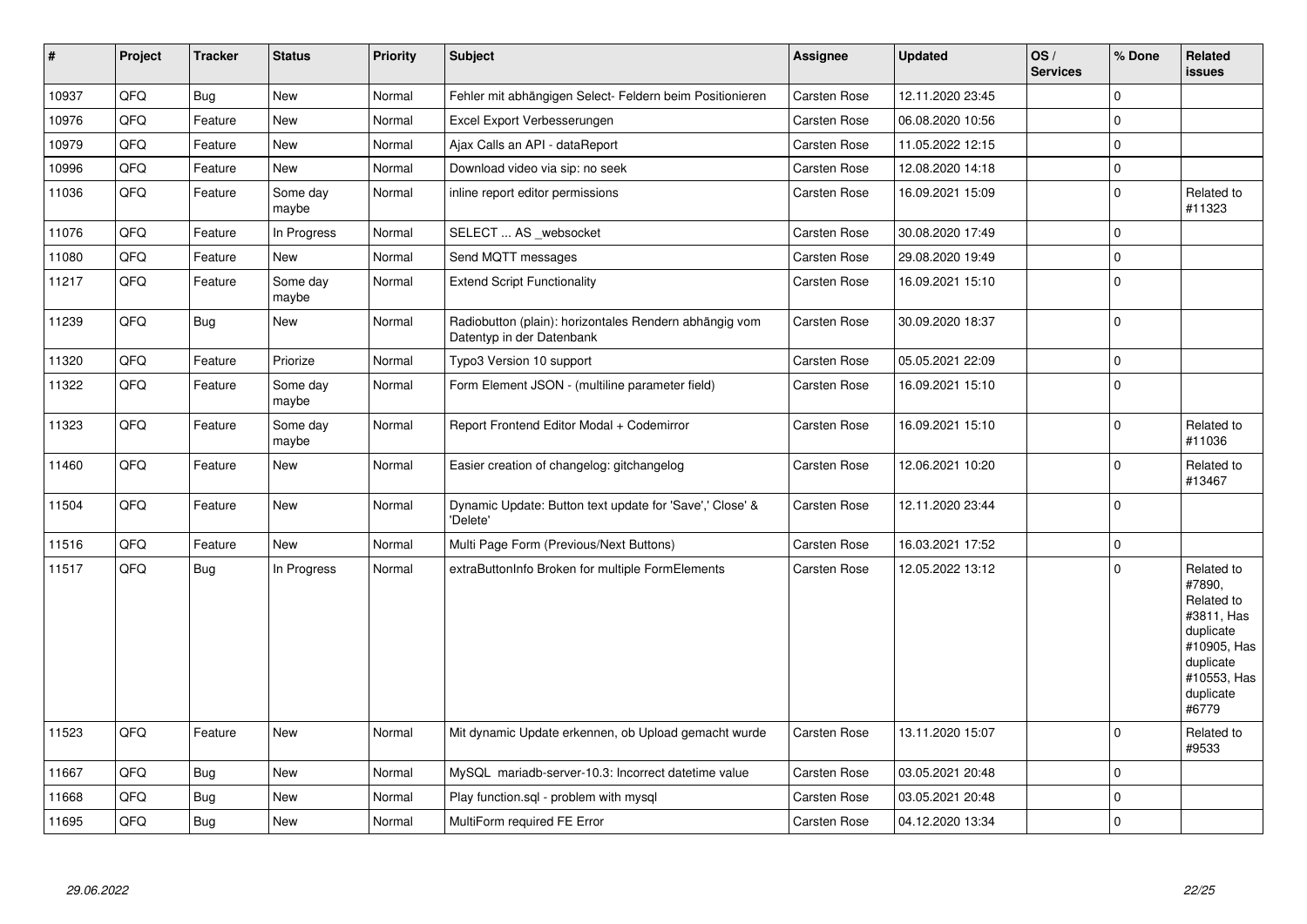| # | Project | Tracker | Status | Priority | Subject | Assignee | Updated | OS / Services | % Done | Related issues |
|---|---|---|---|---|---|---|---|---|---|---|
| 10937 | QFQ | Bug | New | Normal | Fehler mit abhängigen Select- Feldern beim Positionieren | Carsten Rose | 12.11.2020 23:45 | | 0 | |
| 10976 | QFQ | Feature | New | Normal | Excel Export Verbesserungen | Carsten Rose | 06.08.2020 10:56 | | 0 | |
| 10979 | QFQ | Feature | New | Normal | Ajax Calls an API - dataReport | Carsten Rose | 11.05.2022 12:15 | | 0 | |
| 10996 | QFQ | Feature | New | Normal | Download video via sip: no seek | Carsten Rose | 12.08.2020 14:18 | | 0 | |
| 11036 | QFQ | Feature | Some day maybe | Normal | inline report editor permissions | Carsten Rose | 16.09.2021 15:09 | | 0 | Related to #11323 |
| 11076 | QFQ | Feature | In Progress | Normal | SELECT ... AS _websocket | Carsten Rose | 30.08.2020 17:49 | | 0 | |
| 11080 | QFQ | Feature | New | Normal | Send MQTT messages | Carsten Rose | 29.08.2020 19:49 | | 0 | |
| 11217 | QFQ | Feature | Some day maybe | Normal | Extend Script Functionality | Carsten Rose | 16.09.2021 15:10 | | 0 | |
| 11239 | QFQ | Bug | New | Normal | Radiobutton (plain): horizontales Rendern abhängig vom Datentyp in der Datenbank | Carsten Rose | 30.09.2020 18:37 | | 0 | |
| 11320 | QFQ | Feature | Priorize | Normal | Typo3 Version 10 support | Carsten Rose | 05.05.2021 22:09 | | 0 | |
| 11322 | QFQ | Feature | Some day maybe | Normal | Form Element JSON - (multiline parameter field) | Carsten Rose | 16.09.2021 15:10 | | 0 | |
| 11323 | QFQ | Feature | Some day maybe | Normal | Report Frontend Editor Modal + Codemirror | Carsten Rose | 16.09.2021 15:10 | | 0 | Related to #11036 |
| 11460 | QFQ | Feature | New | Normal | Easier creation of changelog: gitchangelog | Carsten Rose | 12.06.2021 10:20 | | 0 | Related to #13467 |
| 11504 | QFQ | Feature | New | Normal | Dynamic Update: Button text update for 'Save',' Close' & 'Delete' | Carsten Rose | 12.11.2020 23:44 | | 0 | |
| 11516 | QFQ | Feature | New | Normal | Multi Page Form (Previous/Next Buttons) | Carsten Rose | 16.03.2021 17:52 | | 0 | |
| 11517 | QFQ | Bug | In Progress | Normal | extraButtonInfo Broken for multiple FormElements | Carsten Rose | 12.05.2022 13:12 | | 0 | Related to #7890, Related to #3811, Has duplicate #10905, Has duplicate #10553, Has duplicate #6779 |
| 11523 | QFQ | Feature | New | Normal | Mit dynamic Update erkennen, ob Upload gemacht wurde | Carsten Rose | 13.11.2020 15:07 | | 0 | Related to #9533 |
| 11667 | QFQ | Bug | New | Normal | MySQL mariadb-server-10.3: Incorrect datetime value | Carsten Rose | 03.05.2021 20:48 | | 0 | |
| 11668 | QFQ | Bug | New | Normal | Play function.sql - problem with mysql | Carsten Rose | 03.05.2021 20:48 | | 0 | |
| 11695 | QFQ | Bug | New | Normal | MultiForm required FE Error | Carsten Rose | 04.12.2020 13:34 | | 0 | |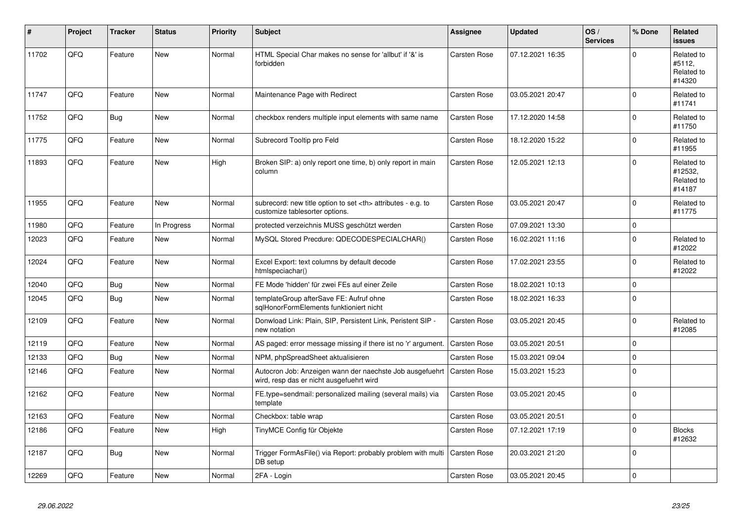| # | Project | Tracker | Status | Priority | Subject | Assignee | Updated | OS / Services | % Done | Related issues |
|---|---|---|---|---|---|---|---|---|---|---|
| 11702 | QFQ | Feature | New | Normal | HTML Special Char makes no sense for 'allbut' if '&' is forbidden | Carsten Rose | 07.12.2021 16:35 | | 0 | Related to #5112, Related to #14320 |
| 11747 | QFQ | Feature | New | Normal | Maintenance Page with Redirect | Carsten Rose | 03.05.2021 20:47 | | 0 | Related to #11741 |
| 11752 | QFQ | Bug | New | Normal | checkbox renders multiple input elements with same name | Carsten Rose | 17.12.2020 14:58 | | 0 | Related to #11750 |
| 11775 | QFQ | Feature | New | Normal | Subrecord Tooltip pro Feld | Carsten Rose | 18.12.2020 15:22 | | 0 | Related to #11955 |
| 11893 | QFQ | Feature | New | High | Broken SIP: a) only report one time, b) only report in main column | Carsten Rose | 12.05.2021 12:13 | | 0 | Related to #12532, Related to #14187 |
| 11955 | QFQ | Feature | New | Normal | subrecord: new title option to set <th> attributes - e.g. to customize tablesorter options. | Carsten Rose | 03.05.2021 20:47 | | 0 | Related to #11775 |
| 11980 | QFQ | Feature | In Progress | Normal | protected verzeichnis MUSS geschützt werden | Carsten Rose | 07.09.2021 13:30 | | 0 | |
| 12023 | QFQ | Feature | New | Normal | MySQL Stored Precdure: QDECODESPECIALCHAR() | Carsten Rose | 16.02.2021 11:16 | | 0 | Related to #12022 |
| 12024 | QFQ | Feature | New | Normal | Excel Export: text columns by default decode htmlspeciachar() | Carsten Rose | 17.02.2021 23:55 | | 0 | Related to #12022 |
| 12040 | QFQ | Bug | New | Normal | FE Mode 'hidden' für zwei FEs auf einer Zeile | Carsten Rose | 18.02.2021 10:13 | | 0 | |
| 12045 | QFQ | Bug | New | Normal | templateGroup afterSave FE: Aufruf ohne sqlHonorFormElements funktioniert nicht | Carsten Rose | 18.02.2021 16:33 | | 0 | |
| 12109 | QFQ | Feature | New | Normal | Donwload Link: Plain, SIP, Persistent Link, Peristent SIP - new notation | Carsten Rose | 03.05.2021 20:45 | | 0 | Related to #12085 |
| 12119 | QFQ | Feature | New | Normal | AS paged: error message missing if there ist no 'r' argument. | Carsten Rose | 03.05.2021 20:51 | | 0 | |
| 12133 | QFQ | Bug | New | Normal | NPM, phpSpreadSheet aktualisieren | Carsten Rose | 15.03.2021 09:04 | | 0 | |
| 12146 | QFQ | Feature | New | Normal | Autocron Job: Anzeigen wann der naechste Job ausgefuehrt wird, resp das er nicht ausgefuehrt wird | Carsten Rose | 15.03.2021 15:23 | | 0 | |
| 12162 | QFQ | Feature | New | Normal | FE.type=sendmail: personalized mailing (several mails) via template | Carsten Rose | 03.05.2021 20:45 | | 0 | |
| 12163 | QFQ | Feature | New | Normal | Checkbox: table wrap | Carsten Rose | 03.05.2021 20:51 | | 0 | |
| 12186 | QFQ | Feature | New | High | TinyMCE Config für Objekte | Carsten Rose | 07.12.2021 17:19 | | 0 | Blocks #12632 |
| 12187 | QFQ | Bug | New | Normal | Trigger FormAsFile() via Report: probably problem with multi DB setup | Carsten Rose | 20.03.2021 21:20 | | 0 | |
| 12269 | QFQ | Feature | New | Normal | 2FA - Login | Carsten Rose | 03.05.2021 20:45 | | 0 | |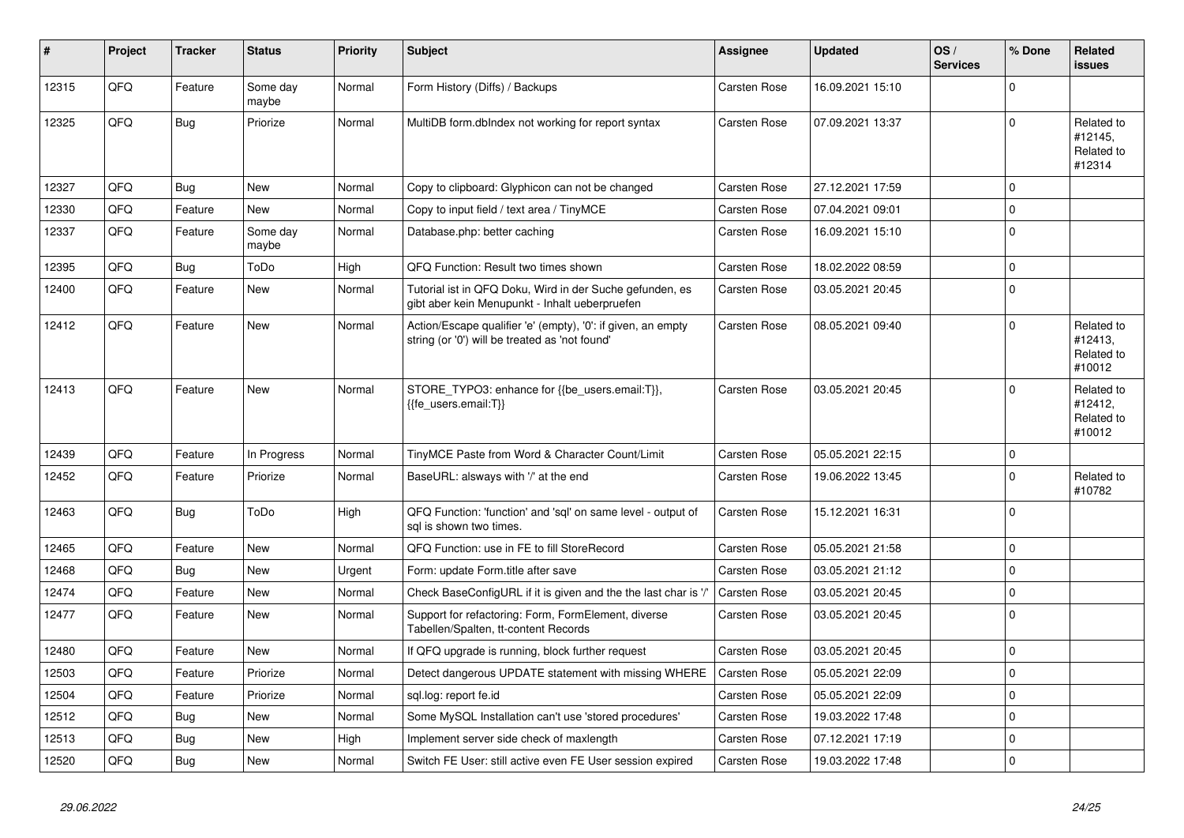| # | Project | Tracker | Status | Priority | Subject | Assignee | Updated | OS / Services | % Done | Related issues |
|---|---|---|---|---|---|---|---|---|---|---|
| 12315 | QFQ | Feature | Some day maybe | Normal | Form History (Diffs) / Backups | Carsten Rose | 16.09.2021 15:10 | | 0 | |
| 12325 | QFQ | Bug | Priorize | Normal | MultiDB form.dbIndex not working for report syntax | Carsten Rose | 07.09.2021 13:37 | | 0 | Related to #12145, Related to #12314 |
| 12327 | QFQ | Bug | New | Normal | Copy to clipboard: Glyphicon can not be changed | Carsten Rose | 27.12.2021 17:59 | | 0 | |
| 12330 | QFQ | Feature | New | Normal | Copy to input field / text area / TinyMCE | Carsten Rose | 07.04.2021 09:01 | | 0 | |
| 12337 | QFQ | Feature | Some day maybe | Normal | Database.php: better caching | Carsten Rose | 16.09.2021 15:10 | | 0 | |
| 12395 | QFQ | Bug | ToDo | High | QFQ Function: Result two times shown | Carsten Rose | 18.02.2022 08:59 | | 0 | |
| 12400 | QFQ | Feature | New | Normal | Tutorial ist in QFQ Doku, Wird in der Suche gefunden, es gibt aber kein Menupunkt - Inhalt ueberpruefen | Carsten Rose | 03.05.2021 20:45 | | 0 | |
| 12412 | QFQ | Feature | New | Normal | Action/Escape qualifier 'e' (empty), '0': if given, an empty string (or '0') will be treated as 'not found' | Carsten Rose | 08.05.2021 09:40 | | 0 | Related to #12413, Related to #10012 |
| 12413 | QFQ | Feature | New | Normal | STORE_TYPO3: enhance for {{be_users.email:T}}, {{fe_users.email:T}} | Carsten Rose | 03.05.2021 20:45 | | 0 | Related to #12412, Related to #10012 |
| 12439 | QFQ | Feature | In Progress | Normal | TinyMCE Paste from Word & Character Count/Limit | Carsten Rose | 05.05.2021 22:15 | | 0 | |
| 12452 | QFQ | Feature | Priorize | Normal | BaseURL: alsways with '/' at the end | Carsten Rose | 19.06.2022 13:45 | | 0 | Related to #10782 |
| 12463 | QFQ | Bug | ToDo | High | QFQ Function: 'function' and 'sql' on same level - output of sql is shown two times. | Carsten Rose | 15.12.2021 16:31 | | 0 | |
| 12465 | QFQ | Feature | New | Normal | QFQ Function: use in FE to fill StoreRecord | Carsten Rose | 05.05.2021 21:58 | | 0 | |
| 12468 | QFQ | Bug | New | Urgent | Form: update Form.title after save | Carsten Rose | 03.05.2021 21:12 | | 0 | |
| 12474 | QFQ | Feature | New | Normal | Check BaseConfigURL if it is given and the the last char is '/' | Carsten Rose | 03.05.2021 20:45 | | 0 | |
| 12477 | QFQ | Feature | New | Normal | Support for refactoring: Form, FormElement, diverse Tabellen/Spalten, tt-content Records | Carsten Rose | 03.05.2021 20:45 | | 0 | |
| 12480 | QFQ | Feature | New | Normal | If QFQ upgrade is running, block further request | Carsten Rose | 03.05.2021 20:45 | | 0 | |
| 12503 | QFQ | Feature | Priorize | Normal | Detect dangerous UPDATE statement with missing WHERE | Carsten Rose | 05.05.2021 22:09 | | 0 | |
| 12504 | QFQ | Feature | Priorize | Normal | sql.log: report fe.id | Carsten Rose | 05.05.2021 22:09 | | 0 | |
| 12512 | QFQ | Bug | New | Normal | Some MySQL Installation can't use 'stored procedures' | Carsten Rose | 19.03.2022 17:48 | | 0 | |
| 12513 | QFQ | Bug | New | High | Implement server side check of maxlength | Carsten Rose | 07.12.2021 17:19 | | 0 | |
| 12520 | QFQ | Bug | New | Normal | Switch FE User: still active even FE User session expired | Carsten Rose | 19.03.2022 17:48 | | 0 | |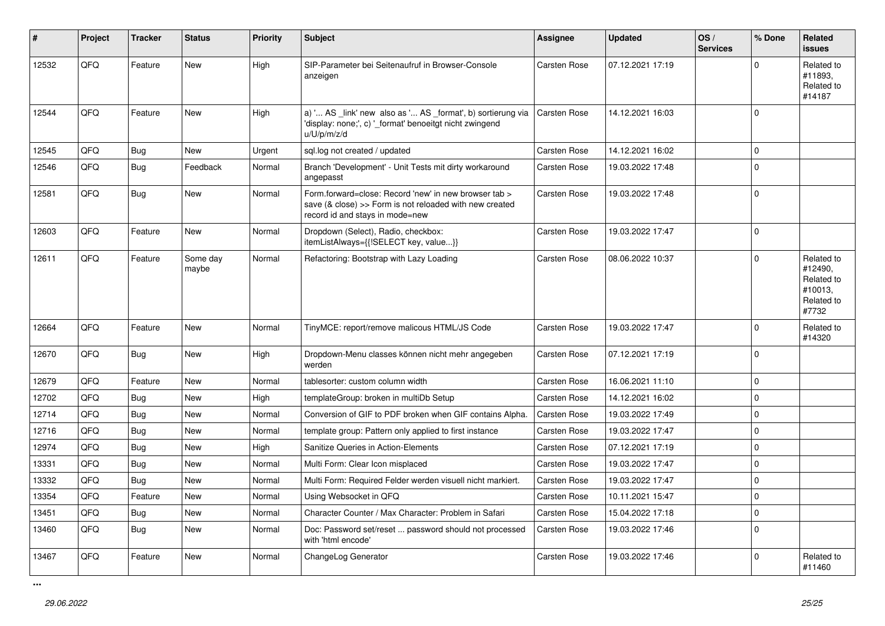| # | Project | Tracker | Status | Priority | Subject | Assignee | Updated | OS / Services | % Done | Related issues |
|---|---|---|---|---|---|---|---|---|---|---|
| 12532 | QFQ | Feature | New | High | SIP-Parameter bei Seitenaufruf in Browser-Console anzeigen | Carsten Rose | 07.12.2021 17:19 | | 0 | Related to #11893, Related to #14187 |
| 12544 | QFQ | Feature | New | High | a) '... AS _link' new also as '... AS _format', b) sortierung via 'display: none;', c) '_format' benoeitgt nicht zwingend u/U/p/m/z/d | Carsten Rose | 14.12.2021 16:03 | | 0 | |
| 12545 | QFQ | Bug | New | Urgent | sql.log not created / updated | Carsten Rose | 14.12.2021 16:02 | | 0 | |
| 12546 | QFQ | Bug | Feedback | Normal | Branch 'Development' - Unit Tests mit dirty workaround angepasst | Carsten Rose | 19.03.2022 17:48 | | 0 | |
| 12581 | QFQ | Bug | New | Normal | Form.forward=close: Record 'new' in new browser tab > save (& close) >> Form is not reloaded with new created record id and stays in mode=new | Carsten Rose | 19.03.2022 17:48 | | 0 | |
| 12603 | QFQ | Feature | New | Normal | Dropdown (Select), Radio, checkbox: itemListAlways={{!SELECT key, value...}} | Carsten Rose | 19.03.2022 17:47 | | 0 | |
| 12611 | QFQ | Feature | Some day maybe | Normal | Refactoring: Bootstrap with Lazy Loading | Carsten Rose | 08.06.2022 10:37 | | 0 | Related to #12490, Related to #10013, Related to #7732 |
| 12664 | QFQ | Feature | New | Normal | TinyMCE: report/remove malicous HTML/JS Code | Carsten Rose | 19.03.2022 17:47 | | 0 | Related to #14320 |
| 12670 | QFQ | Bug | New | High | Dropdown-Menu classes können nicht mehr angegeben werden | Carsten Rose | 07.12.2021 17:19 | | 0 | |
| 12679 | QFQ | Feature | New | Normal | tablesorter: custom column width | Carsten Rose | 16.06.2021 11:10 | | 0 | |
| 12702 | QFQ | Bug | New | High | templateGroup: broken in multiDb Setup | Carsten Rose | 14.12.2021 16:02 | | 0 | |
| 12714 | QFQ | Bug | New | Normal | Conversion of GIF to PDF broken when GIF contains Alpha. | Carsten Rose | 19.03.2022 17:49 | | 0 | |
| 12716 | QFQ | Bug | New | Normal | template group: Pattern only applied to first instance | Carsten Rose | 19.03.2022 17:47 | | 0 | |
| 12974 | QFQ | Bug | New | High | Sanitize Queries in Action-Elements | Carsten Rose | 07.12.2021 17:19 | | 0 | |
| 13331 | QFQ | Bug | New | Normal | Multi Form: Clear Icon misplaced | Carsten Rose | 19.03.2022 17:47 | | 0 | |
| 13332 | QFQ | Bug | New | Normal | Multi Form: Required Felder werden visuell nicht markiert. | Carsten Rose | 19.03.2022 17:47 | | 0 | |
| 13354 | QFQ | Feature | New | Normal | Using Websocket in QFQ | Carsten Rose | 10.11.2021 15:47 | | 0 | |
| 13451 | QFQ | Bug | New | Normal | Character Counter / Max Character: Problem in Safari | Carsten Rose | 15.04.2022 17:18 | | 0 | |
| 13460 | QFQ | Bug | New | Normal | Doc: Password set/reset ... password should not processed with 'html encode' | Carsten Rose | 19.03.2022 17:46 | | 0 | |
| 13467 | QFQ | Feature | New | Normal | ChangeLog Generator | Carsten Rose | 19.03.2022 17:46 | | 0 | Related to #11460 |

...